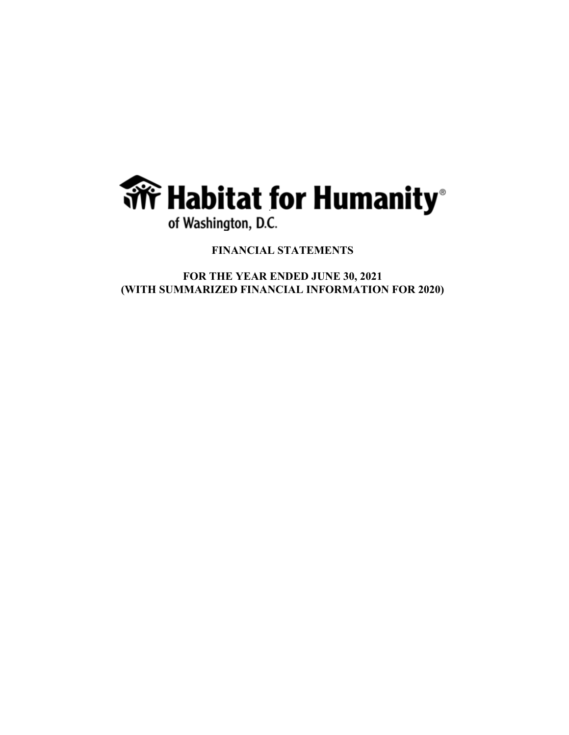# Habitat for Humanity®

of Washington, D.C.

**FINANCIAL STATEMENTS**

**FOR THE YEAR ENDED JUNE 30, 2021**
**(WITH SUMMARIZED FINANCIAL INFORMATION FOR 2020)**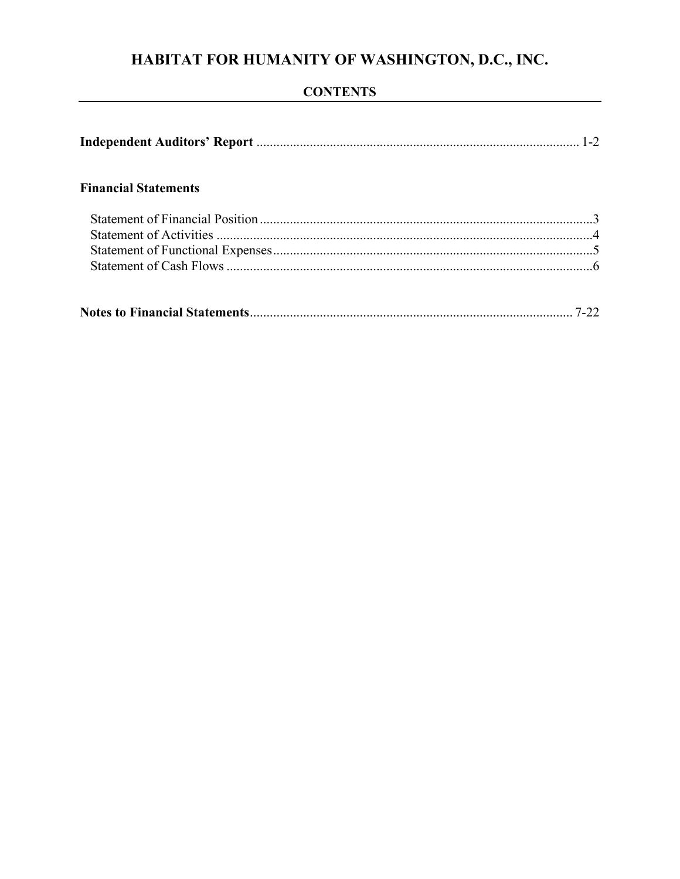# HABITAT FOR HUMANITY OF WASHINGTON, D.C., INC.

## CONTENTS

**Independent Auditors' Report** ................................................................................................ 1-2

**Financial Statements**

Statement of Financial Position ...................................................................................................3
Statement of Activities ................................................................................................................4
Statement of Functional Expenses ...............................................................................................5
Statement of Cash Flows .............................................................................................................6

**Notes to Financial Statements**................................................................................................ 7-22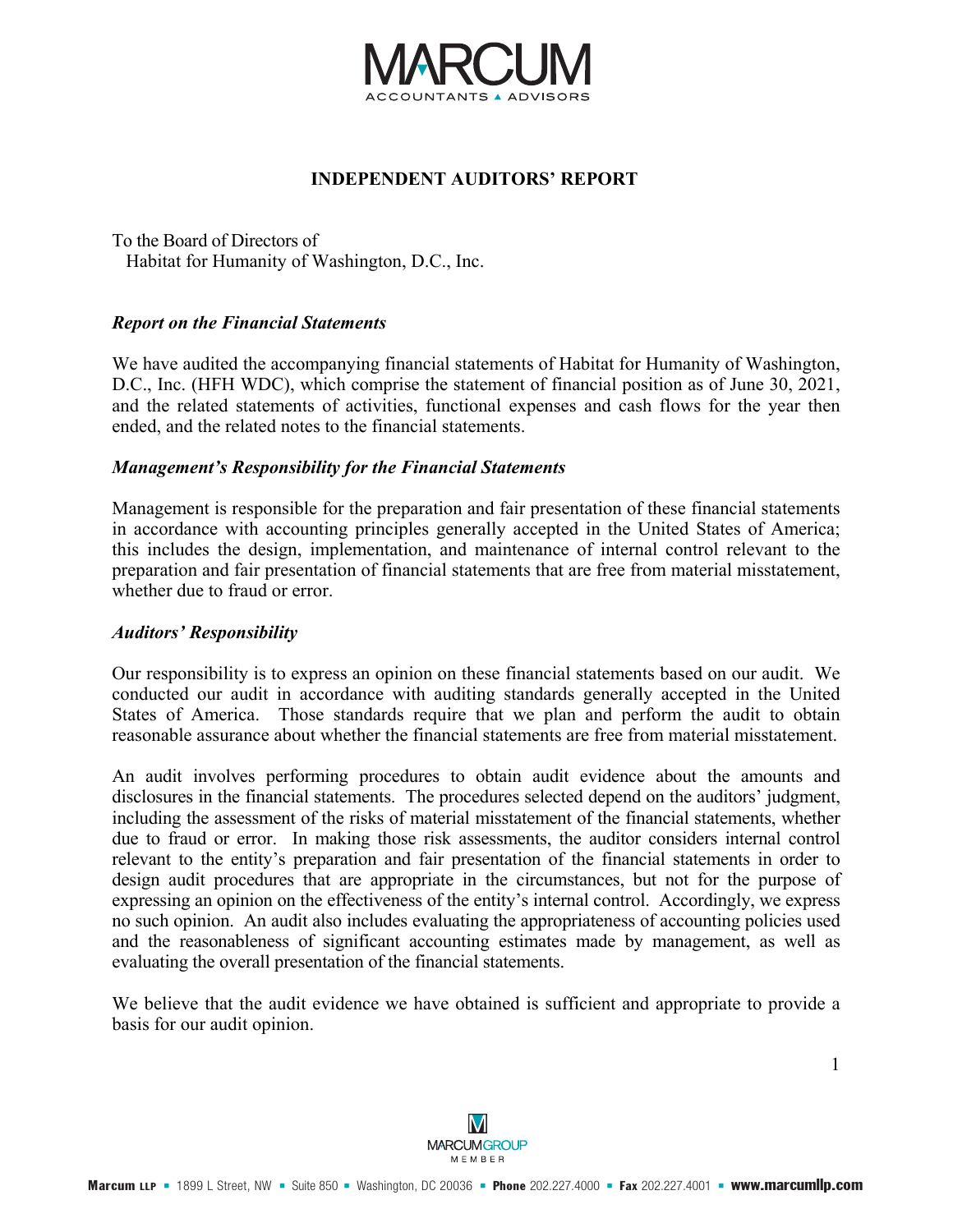# INDEPENDENT AUDITORS' REPORT

To the Board of Directors of
Habitat for Humanity of Washington, D.C., Inc.

***Report on the Financial Statements***

We have audited the accompanying financial statements of Habitat for Humanity of Washington, D.C., Inc. (HFH WDC), which comprise the statement of financial position as of June 30, 2021, and the related statements of activities, functional expenses and cash flows for the year then ended, and the related notes to the financial statements.

***Management's Responsibility for the Financial Statements***

Management is responsible for the preparation and fair presentation of these financial statements in accordance with accounting principles generally accepted in the United States of America; this includes the design, implementation, and maintenance of internal control relevant to the preparation and fair presentation of financial statements that are free from material misstatement, whether due to fraud or error.

***Auditors' Responsibility***

Our responsibility is to express an opinion on these financial statements based on our audit. We conducted our audit in accordance with auditing standards generally accepted in the United States of America. Those standards require that we plan and perform the audit to obtain reasonable assurance about whether the financial statements are free from material misstatement.

An audit involves performing procedures to obtain audit evidence about the amounts and disclosures in the financial statements. The procedures selected depend on the auditors' judgment, including the assessment of the risks of material misstatement of the financial statements, whether due to fraud or error. In making those risk assessments, the auditor considers internal control relevant to the entity's preparation and fair presentation of the financial statements in order to design audit procedures that are appropriate in the circumstances, but not for the purpose of expressing an opinion on the effectiveness of the entity's internal control. Accordingly, we express no such opinion. An audit also includes evaluating the appropriateness of accounting policies used and the reasonableness of significant accounting estimates made by management, as well as evaluating the overall presentation of the financial statements.

We believe that the audit evidence we have obtained is sufficient and appropriate to provide a basis for our audit opinion.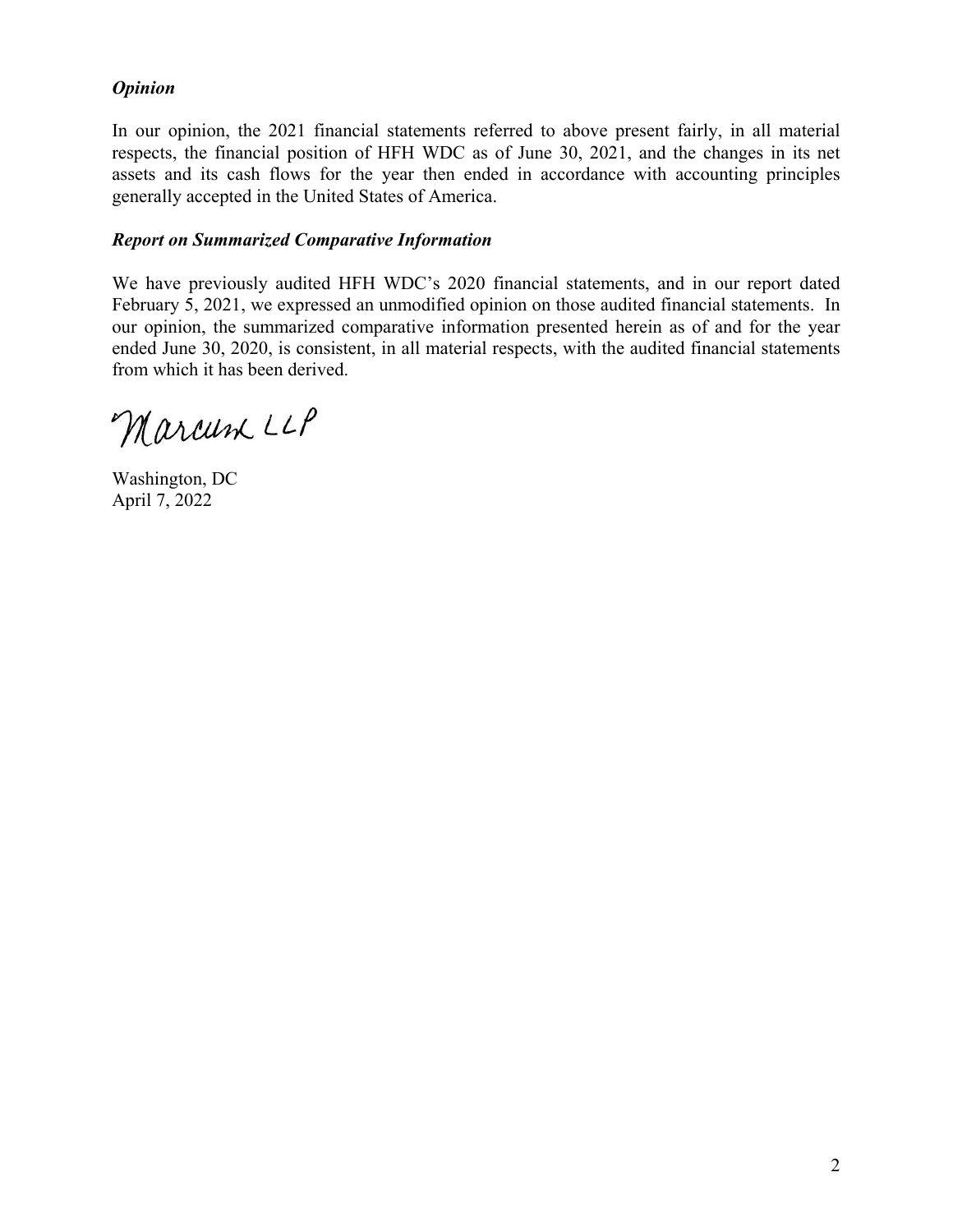### *Opinion*

In our opinion, the 2021 financial statements referred to above present fairly, in all material respects, the financial position of HFH WDC as of June 30, 2021, and the changes in its net assets and its cash flows for the year then ended in accordance with accounting principles generally accepted in the United States of America.

### *Report on Summarized Comparative Information*

We have previously audited HFH WDC's 2020 financial statements, and in our report dated February 5, 2021, we expressed an unmodified opinion on those audited financial statements. In our opinion, the summarized comparative information presented herein as of and for the year ended June 30, 2020, is consistent, in all material respects, with the audited financial statements from which it has been derived.

Marcum LLP

Washington, DC
April 7, 2022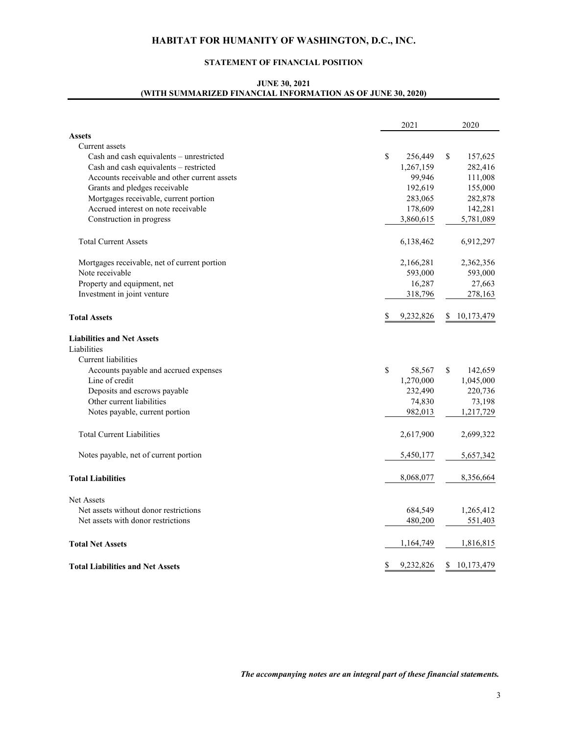# HABITAT FOR HUMANITY OF WASHINGTON, D.C., INC.

## STATEMENT OF FINANCIAL POSITION

### JUNE 30, 2021
### (WITH SUMMARIZED FINANCIAL INFORMATION AS OF JUNE 30, 2020)

| | 2021 | 2020 |
|---|---|---|
| **Assets** | | |
| Current assets | | |
| Cash and cash equivalents – unrestricted | $ 256,449 | $ 157,625 |
| Cash and cash equivalents – restricted | 1,267,159 | 282,416 |
| Accounts receivable and other current assets | 99,946 | 111,008 |
| Grants and pledges receivable | 192,619 | 155,000 |
| Mortgages receivable, current portion | 283,065 | 282,878 |
| Accrued interest on note receivable | 178,609 | 142,281 |
| Construction in progress | 3,860,615 | 5,781,089 |
| Total Current Assets | 6,138,462 | 6,912,297 |
| Mortgages receivable, net of current portion | 2,166,281 | 2,362,356 |
| Note receivable | 593,000 | 593,000 |
| Property and equipment, net | 16,287 | 27,663 |
| Investment in joint venture | 318,796 | 278,163 |
| **Total Assets** | $ 9,232,826 | $ 10,173,479 |
| **Liabilities and Net Assets** | | |
| Liabilities | | |
| Current liabilities | | |
| Accounts payable and accrued expenses | $ 58,567 | $ 142,659 |
| Line of credit | 1,270,000 | 1,045,000 |
| Deposits and escrows payable | 232,490 | 220,736 |
| Other current liabilities | 74,830 | 73,198 |
| Notes payable, current portion | 982,013 | 1,217,729 |
| Total Current Liabilities | 2,617,900 | 2,699,322 |
| Notes payable, net of current portion | 5,450,177 | 5,657,342 |
| **Total Liabilities** | 8,068,077 | 8,356,664 |
| Net Assets | | |
| Net assets without donor restrictions | 684,549 | 1,265,412 |
| Net assets with donor restrictions | 480,200 | 551,403 |
| **Total Net Assets** | 1,164,749 | 1,816,815 |
| **Total Liabilities and Net Assets** | $ 9,232,826 | $ 10,173,479 |

***The accompanying notes are an integral part of these financial statements.***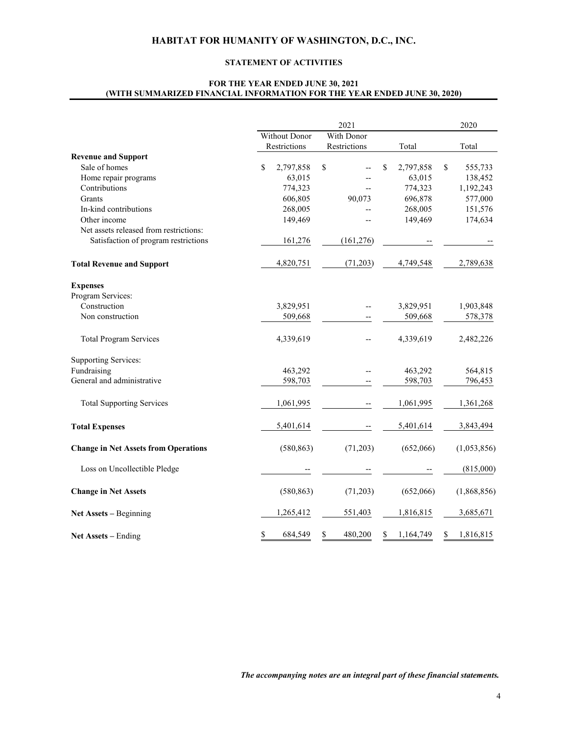# HABITAT FOR HUMANITY OF WASHINGTON, D.C., INC.

## STATEMENT OF ACTIVITIES

### FOR THE YEAR ENDED JUNE 30, 2021
### (WITH SUMMARIZED FINANCIAL INFORMATION FOR THE YEAR ENDED JUNE 30, 2020)

| | 2021 | | | 2020 |
|---|---|---|---|---|
| | Without Donor Restrictions | With Donor Restrictions | Total | Total |
| **Revenue and Support** | | | | |
| Sale of homes | $ 2,797,858 | $ -- | $ 2,797,858 | $ 555,733 |
| Home repair programs | 63,015 | -- | 63,015 | 138,452 |
| Contributions | 774,323 | -- | 774,323 | 1,192,243 |
| Grants | 606,805 | 90,073 | 696,878 | 577,000 |
| In-kind contributions | 268,005 | -- | 268,005 | 151,576 |
| Other income | 149,469 | -- | 149,469 | 174,634 |
| Net assets released from restrictions: | | | | |
| Satisfaction of program restrictions | 161,276 | (161,276) | -- | -- |
| **Total Revenue and Support** | 4,820,751 | (71,203) | 4,749,548 | 2,789,638 |
| **Expenses** | | | | |
| Program Services: | | | | |
| Construction | 3,829,951 | -- | 3,829,951 | 1,903,848 |
| Non construction | 509,668 | -- | 509,668 | 578,378 |
| Total Program Services | 4,339,619 | -- | 4,339,619 | 2,482,226 |
| Supporting Services: | | | | |
| Fundraising | 463,292 | -- | 463,292 | 564,815 |
| General and administrative | 598,703 | -- | 598,703 | 796,453 |
| Total Supporting Services | 1,061,995 | -- | 1,061,995 | 1,361,268 |
| **Total Expenses** | 5,401,614 | -- | 5,401,614 | 3,843,494 |
| **Change in Net Assets from Operations** | (580,863) | (71,203) | (652,066) | (1,053,856) |
| Loss on Uncollectible Pledge | -- | -- | -- | (815,000) |
| **Change in Net Assets** | (580,863) | (71,203) | (652,066) | (1,868,856) |
| **Net Assets** – Beginning | 1,265,412 | 551,403 | 1,816,815 | 3,685,671 |
| **Net Assets** – Ending | $ 684,549 | $ 480,200 | $ 1,164,749 | $ 1,816,815 |

***The accompanying notes are an integral part of these financial statements.***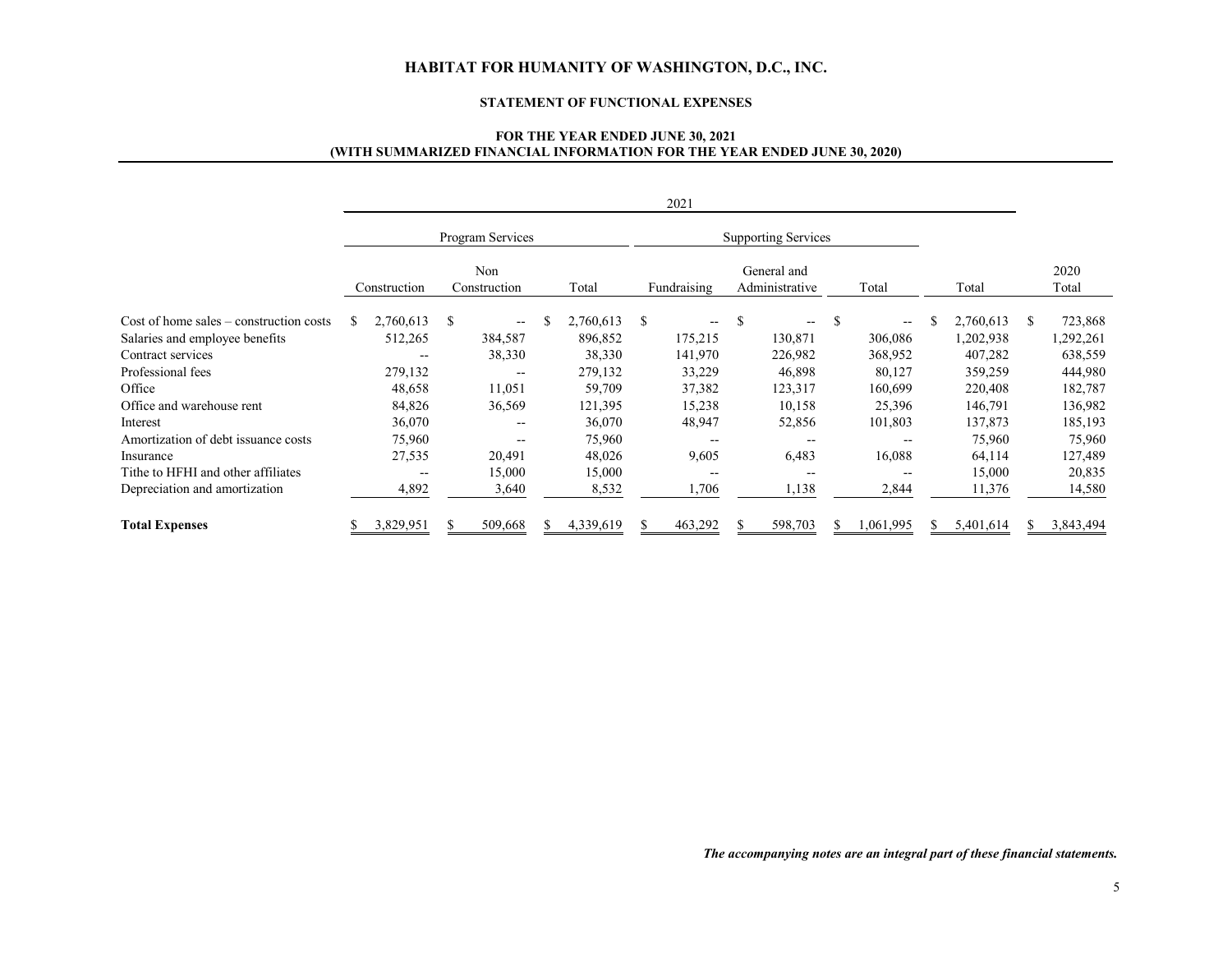# HABITAT FOR HUMANITY OF WASHINGTON, D.C., INC.

## STATEMENT OF FUNCTIONAL EXPENSES

### FOR THE YEAR ENDED JUNE 30, 2021
### (WITH SUMMARIZED FINANCIAL INFORMATION FOR THE YEAR ENDED JUNE 30, 2020)

| | 2021 | | | | | | | |
|---|---|---|---|---|---|---|---|---|
| | Program Services | | | Supporting Services | | | | |
| | Construction | Non Construction | Total | Fundraising | General and Administrative | Total | Total | 2020 Total |
| Cost of home sales – construction costs | $ 2,760,613 | $ -- | $ 2,760,613 | $ -- | $ -- | $ -- | $ 2,760,613 | $ 723,868 |
| Salaries and employee benefits | 512,265 | 384,587 | 896,852 | 175,215 | 130,871 | 306,086 | 1,202,938 | 1,292,261 |
| Contract services | -- | 38,330 | 38,330 | 141,970 | 226,982 | 368,952 | 407,282 | 638,559 |
| Professional fees | 279,132 | -- | 279,132 | 33,229 | 46,898 | 80,127 | 359,259 | 444,980 |
| Office | 48,658 | 11,051 | 59,709 | 37,382 | 123,317 | 160,699 | 220,408 | 182,787 |
| Office and warehouse rent | 84,826 | 36,569 | 121,395 | 15,238 | 10,158 | 25,396 | 146,791 | 136,982 |
| Interest | 36,070 | -- | 36,070 | 48,947 | 52,856 | 101,803 | 137,873 | 185,193 |
| Amortization of debt issuance costs | 75,960 | -- | 75,960 | -- | -- | -- | 75,960 | 75,960 |
| Insurance | 27,535 | 20,491 | 48,026 | 9,605 | 6,483 | 16,088 | 64,114 | 127,489 |
| Tithe to HFHI and other affiliates | -- | 15,000 | 15,000 | -- | -- | -- | 15,000 | 20,835 |
| Depreciation and amortization | 4,892 | 3,640 | 8,532 | 1,706 | 1,138 | 2,844 | 11,376 | 14,580 |
| **Total Expenses** | $ 3,829,951 | $ 509,668 | $ 4,339,619 | $ 463,292 | $ 598,703 | $ 1,061,995 | $ 5,401,614 | $ 3,843,494 |

***The accompanying notes are an integral part of these financial statements.***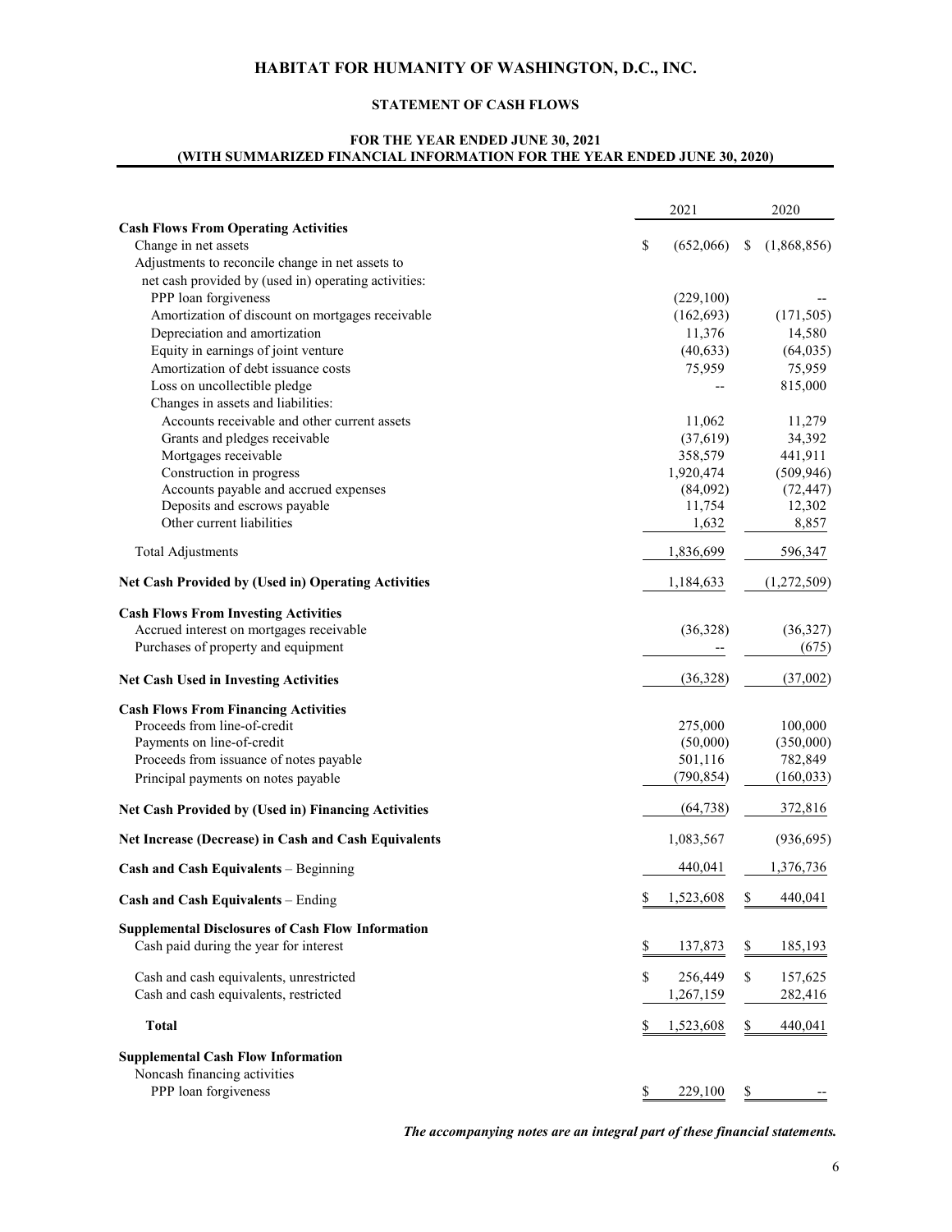# HABITAT FOR HUMANITY OF WASHINGTON, D.C., INC.

## STATEMENT OF CASH FLOWS

### FOR THE YEAR ENDED JUNE 30, 2021
### (WITH SUMMARIZED FINANCIAL INFORMATION FOR THE YEAR ENDED JUNE 30, 2020)

| | 2021 | 2020 |
|---|---|---|
| **Cash Flows From Operating Activities** | | |
| Change in net assets | $ (652,066) | $ (1,868,856) |
| Adjustments to reconcile change in net assets to net cash provided by (used in) operating activities: | | |
| PPP loan forgiveness | (229,100) | -- |
| Amortization of discount on mortgages receivable | (162,693) | (171,505) |
| Depreciation and amortization | 11,376 | 14,580 |
| Equity in earnings of joint venture | (40,633) | (64,035) |
| Amortization of debt issuance costs | 75,959 | 75,959 |
| Loss on uncollectible pledge | -- | 815,000 |
| Changes in assets and liabilities: | | |
| Accounts receivable and other current assets | 11,062 | 11,279 |
| Grants and pledges receivable | (37,619) | 34,392 |
| Mortgages receivable | 358,579 | 441,911 |
| Construction in progress | 1,920,474 | (509,946) |
| Accounts payable and accrued expenses | (84,092) | (72,447) |
| Deposits and escrows payable | 11,754 | 12,302 |
| Other current liabilities | 1,632 | 8,857 |
| Total Adjustments | 1,836,699 | 596,347 |
| **Net Cash Provided by (Used in) Operating Activities** | 1,184,633 | (1,272,509) |
| **Cash Flows From Investing Activities** | | |
| Accrued interest on mortgages receivable | (36,328) | (36,327) |
| Purchases of property and equipment | -- | (675) |
| **Net Cash Used in Investing Activities** | (36,328) | (37,002) |
| **Cash Flows From Financing Activities** | | |
| Proceeds from line-of-credit | 275,000 | 100,000 |
| Payments on line-of-credit | (50,000) | (350,000) |
| Proceeds from issuance of notes payable | 501,116 | 782,849 |
| Principal payments on notes payable | (790,854) | (160,033) |
| **Net Cash Provided by (Used in) Financing Activities** | (64,738) | 372,816 |
| **Net Increase (Decrease) in Cash and Cash Equivalents** | 1,083,567 | (936,695) |
| **Cash and Cash Equivalents** – Beginning | 440,041 | 1,376,736 |
| **Cash and Cash Equivalents** – Ending | $ 1,523,608 | $ 440,041 |
| **Supplemental Disclosures of Cash Flow Information** | | |
| Cash paid during the year for interest | $ 137,873 | $ 185,193 |
| Cash and cash equivalents, unrestricted | $ 256,449 | $ 157,625 |
| Cash and cash equivalents, restricted | 1,267,159 | 282,416 |
| **Total** | $ 1,523,608 | $ 440,041 |
| **Supplemental Cash Flow Information** | | |
| Noncash financing activities | | |
| PPP loan forgiveness | $ 229,100 | $ -- |

*The accompanying notes are an integral part of these financial statements.*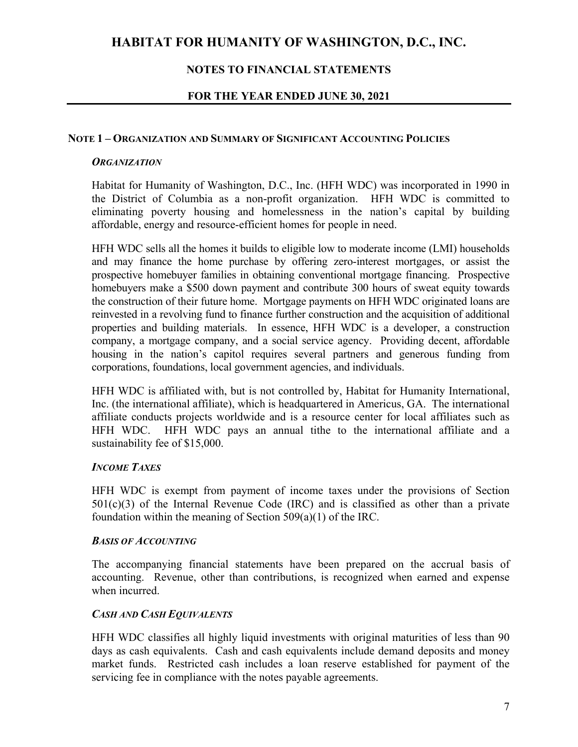# HABITAT FOR HUMANITY OF WASHINGTON, D.C., INC.

## NOTES TO FINANCIAL STATEMENTS

## FOR THE YEAR ENDED JUNE 30, 2021

### NOTE 1 – ORGANIZATION AND SUMMARY OF SIGNIFICANT ACCOUNTING POLICIES

***ORGANIZATION***

Habitat for Humanity of Washington, D.C., Inc. (HFH WDC) was incorporated in 1990 in the District of Columbia as a non-profit organization. HFH WDC is committed to eliminating poverty housing and homelessness in the nation's capital by building affordable, energy and resource-efficient homes for people in need.

HFH WDC sells all the homes it builds to eligible low to moderate income (LMI) households and may finance the home purchase by offering zero-interest mortgages, or assist the prospective homebuyer families in obtaining conventional mortgage financing. Prospective homebuyers make a $500 down payment and contribute 300 hours of sweat equity towards the construction of their future home. Mortgage payments on HFH WDC originated loans are reinvested in a revolving fund to finance further construction and the acquisition of additional properties and building materials. In essence, HFH WDC is a developer, a construction company, a mortgage company, and a social service agency. Providing decent, affordable housing in the nation's capitol requires several partners and generous funding from corporations, foundations, local government agencies, and individuals.

HFH WDC is affiliated with, but is not controlled by, Habitat for Humanity International, Inc. (the international affiliate), which is headquartered in Americus, GA. The international affiliate conducts projects worldwide and is a resource center for local affiliates such as HFH WDC. HFH WDC pays an annual tithe to the international affiliate and a sustainability fee of $15,000.

***INCOME TAXES***

HFH WDC is exempt from payment of income taxes under the provisions of Section 501(c)(3) of the Internal Revenue Code (IRC) and is classified as other than a private foundation within the meaning of Section 509(a)(1) of the IRC.

***BASIS OF ACCOUNTING***

The accompanying financial statements have been prepared on the accrual basis of accounting. Revenue, other than contributions, is recognized when earned and expense when incurred.

***CASH AND CASH EQUIVALENTS***

HFH WDC classifies all highly liquid investments with original maturities of less than 90 days as cash equivalents. Cash and cash equivalents include demand deposits and money market funds. Restricted cash includes a loan reserve established for payment of the servicing fee in compliance with the notes payable agreements.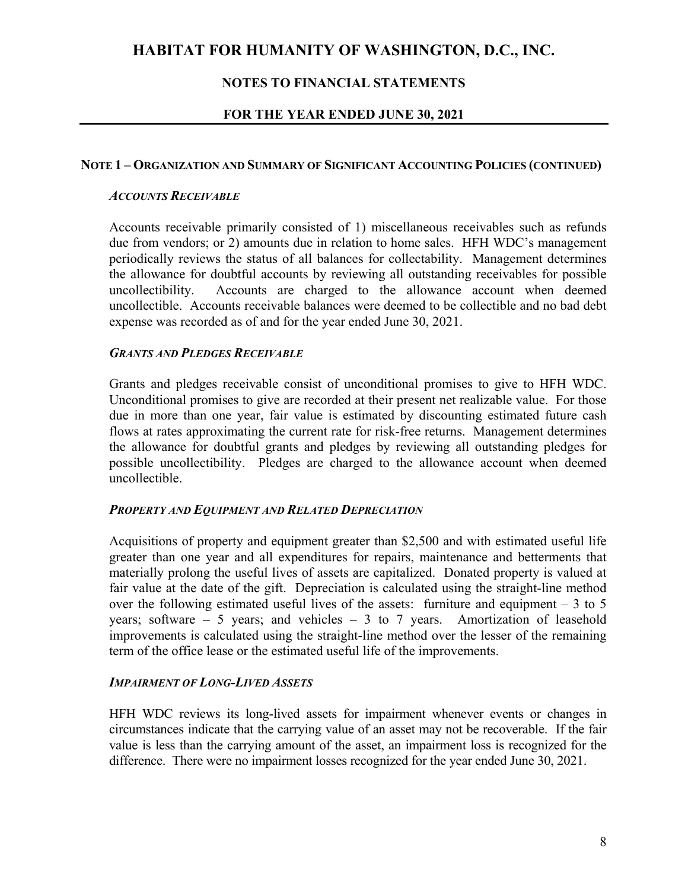## NOTE 1 – ORGANIZATION AND SUMMARY OF SIGNIFICANT ACCOUNTING POLICIES (CONTINUED)

***ACCOUNTS RECEIVABLE***

Accounts receivable primarily consisted of 1) miscellaneous receivables such as refunds due from vendors; or 2) amounts due in relation to home sales. HFH WDC's management periodically reviews the status of all balances for collectability. Management determines the allowance for doubtful accounts by reviewing all outstanding receivables for possible uncollectibility. Accounts are charged to the allowance account when deemed uncollectible. Accounts receivable balances were deemed to be collectible and no bad debt expense was recorded as of and for the year ended June 30, 2021.

***GRANTS AND PLEDGES RECEIVABLE***

Grants and pledges receivable consist of unconditional promises to give to HFH WDC. Unconditional promises to give are recorded at their present net realizable value. For those due in more than one year, fair value is estimated by discounting estimated future cash flows at rates approximating the current rate for risk-free returns. Management determines the allowance for doubtful grants and pledges by reviewing all outstanding pledges for possible uncollectibility. Pledges are charged to the allowance account when deemed uncollectible.

***PROPERTY AND EQUIPMENT AND RELATED DEPRECIATION***

Acquisitions of property and equipment greater than $2,500 and with estimated useful life greater than one year and all expenditures for repairs, maintenance and betterments that materially prolong the useful lives of assets are capitalized. Donated property is valued at fair value at the date of the gift. Depreciation is calculated using the straight-line method over the following estimated useful lives of the assets: furniture and equipment – 3 to 5 years; software – 5 years; and vehicles – 3 to 7 years. Amortization of leasehold improvements is calculated using the straight-line method over the lesser of the remaining term of the office lease or the estimated useful life of the improvements.

***IMPAIRMENT OF LONG-LIVED ASSETS***

HFH WDC reviews its long-lived assets for impairment whenever events or changes in circumstances indicate that the carrying value of an asset may not be recoverable. If the fair value is less than the carrying amount of the asset, an impairment loss is recognized for the difference. There were no impairment losses recognized for the year ended June 30, 2021.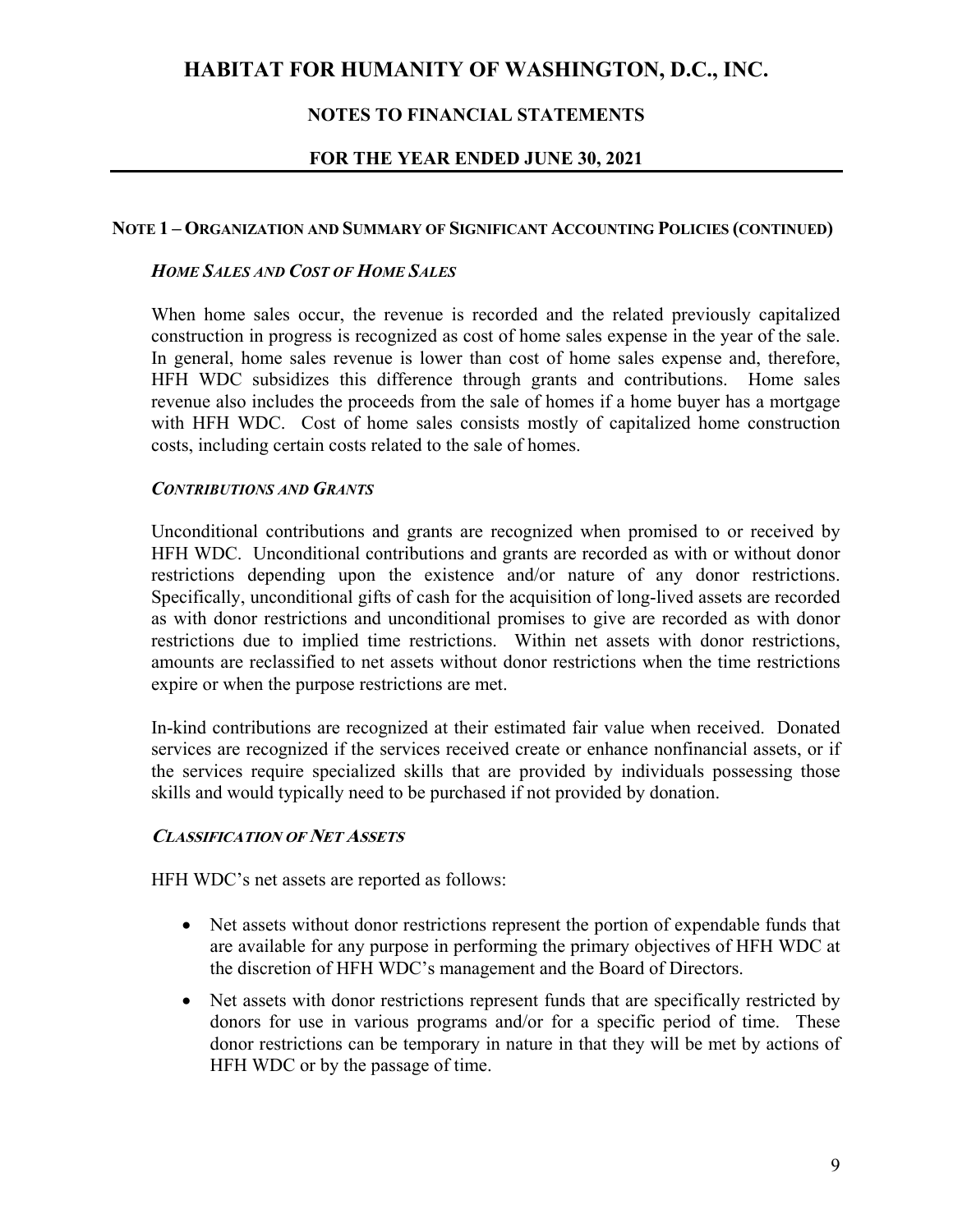## NOTE 1 – ORGANIZATION AND SUMMARY OF SIGNIFICANT ACCOUNTING POLICIES (CONTINUED)

### *HOME SALES AND COST OF HOME SALES*

When home sales occur, the revenue is recorded and the related previously capitalized construction in progress is recognized as cost of home sales expense in the year of the sale. In general, home sales revenue is lower than cost of home sales expense and, therefore, HFH WDC subsidizes this difference through grants and contributions. Home sales revenue also includes the proceeds from the sale of homes if a home buyer has a mortgage with HFH WDC. Cost of home sales consists mostly of capitalized home construction costs, including certain costs related to the sale of homes.

### *CONTRIBUTIONS AND GRANTS*

Unconditional contributions and grants are recognized when promised to or received by HFH WDC. Unconditional contributions and grants are recorded as with or without donor restrictions depending upon the existence and/or nature of any donor restrictions. Specifically, unconditional gifts of cash for the acquisition of long-lived assets are recorded as with donor restrictions and unconditional promises to give are recorded as with donor restrictions due to implied time restrictions. Within net assets with donor restrictions, amounts are reclassified to net assets without donor restrictions when the time restrictions expire or when the purpose restrictions are met.

In-kind contributions are recognized at their estimated fair value when received. Donated services are recognized if the services received create or enhance nonfinancial assets, or if the services require specialized skills that are provided by individuals possessing those skills and would typically need to be purchased if not provided by donation.

### *CLASSIFICATION OF NET ASSETS*

HFH WDC's net assets are reported as follows:

- Net assets without donor restrictions represent the portion of expendable funds that are available for any purpose in performing the primary objectives of HFH WDC at the discretion of HFH WDC's management and the Board of Directors.
- Net assets with donor restrictions represent funds that are specifically restricted by donors for use in various programs and/or for a specific period of time. These donor restrictions can be temporary in nature in that they will be met by actions of HFH WDC or by the passage of time.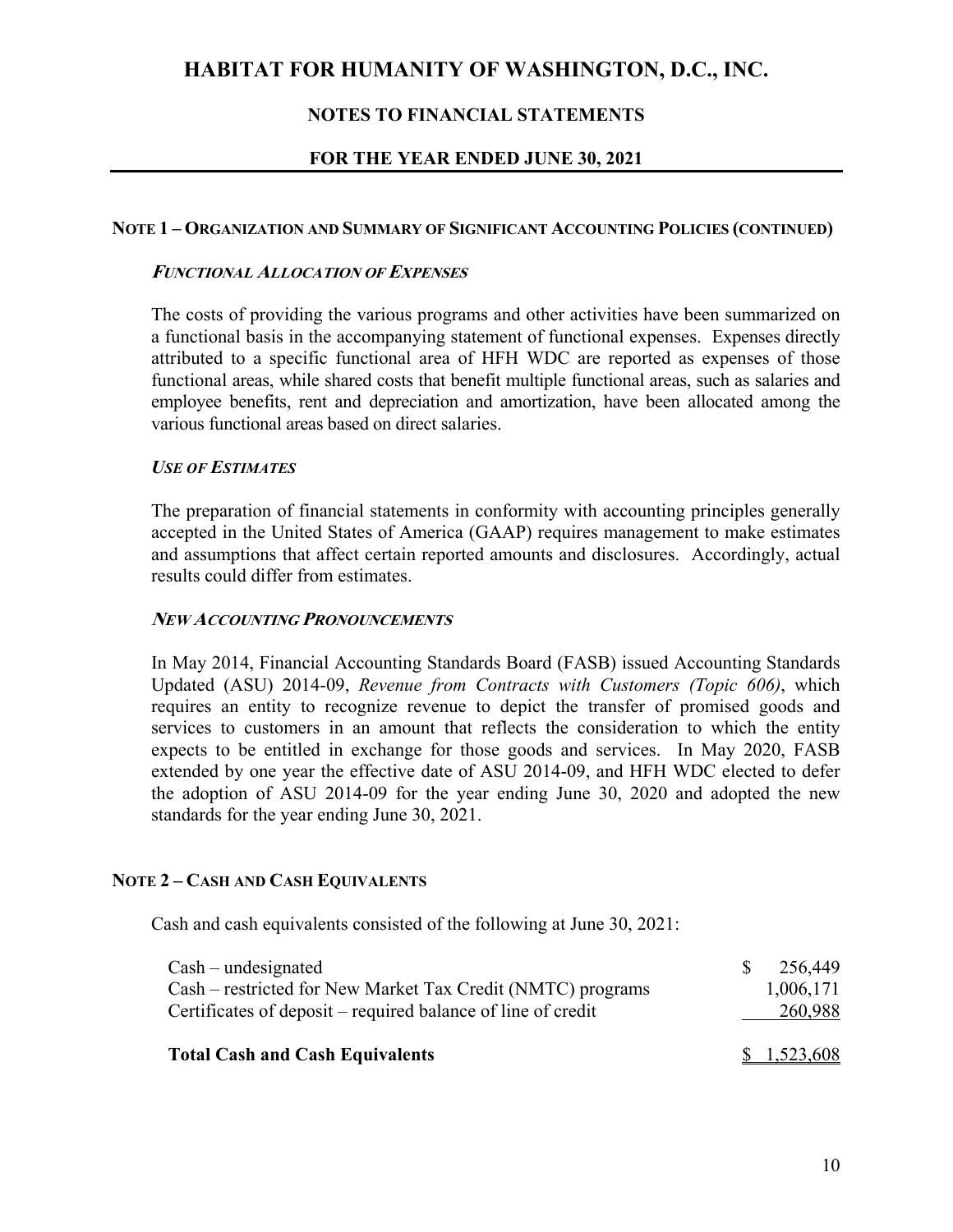# HABITAT FOR HUMANITY OF WASHINGTON, D.C., INC.

## NOTES TO FINANCIAL STATEMENTS

## FOR THE YEAR ENDED JUNE 30, 2021

### NOTE 1 – ORGANIZATION AND SUMMARY OF SIGNIFICANT ACCOUNTING POLICIES (CONTINUED)

***FUNCTIONAL ALLOCATION OF EXPENSES***

The costs of providing the various programs and other activities have been summarized on a functional basis in the accompanying statement of functional expenses. Expenses directly attributed to a specific functional area of HFH WDC are reported as expenses of those functional areas, while shared costs that benefit multiple functional areas, such as salaries and employee benefits, rent and depreciation and amortization, have been allocated among the various functional areas based on direct salaries.

***USE OF ESTIMATES***

The preparation of financial statements in conformity with accounting principles generally accepted in the United States of America (GAAP) requires management to make estimates and assumptions that affect certain reported amounts and disclosures. Accordingly, actual results could differ from estimates.

***NEW ACCOUNTING PRONOUNCEMENTS***

In May 2014, Financial Accounting Standards Board (FASB) issued Accounting Standards Updated (ASU) 2014-09, *Revenue from Contracts with Customers (Topic 606)*, which requires an entity to recognize revenue to depict the transfer of promised goods and services to customers in an amount that reflects the consideration to which the entity expects to be entitled in exchange for those goods and services. In May 2020, FASB extended by one year the effective date of ASU 2014-09, and HFH WDC elected to defer the adoption of ASU 2014-09 for the year ending June 30, 2020 and adopted the new standards for the year ending June 30, 2021.

### NOTE 2 – CASH AND CASH EQUIVALENTS

Cash and cash equivalents consisted of the following at June 30, 2021:

| | |
|---|---|
| Cash – undesignated | $ 256,449 |
| Cash – restricted for New Market Tax Credit (NMTC) programs | 1,006,171 |
| Certificates of deposit – required balance of line of credit | 260,988 |
| **Total Cash and Cash Equivalents** | $ 1,523,608 |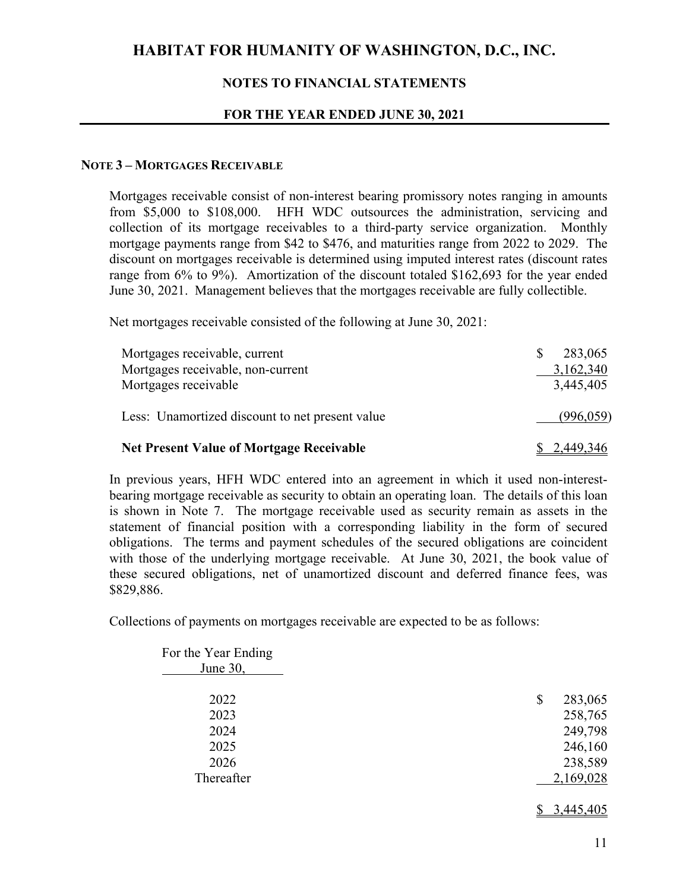## NOTE 3 – MORTGAGES RECEIVABLE

Mortgages receivable consist of non-interest bearing promissory notes ranging in amounts from $5,000 to $108,000. HFH WDC outsources the administration, servicing and collection of its mortgage receivables to a third-party service organization. Monthly mortgage payments range from $42 to $476, and maturities range from 2022 to 2029. The discount on mortgages receivable is determined using imputed interest rates (discount rates range from 6% to 9%). Amortization of the discount totaled $162,693 for the year ended June 30, 2021. Management believes that the mortgages receivable are fully collectible.

Net mortgages receivable consisted of the following at June 30, 2021:

| | |
|---|---|
| Mortgages receivable, current | $ 283,065 |
| Mortgages receivable, non-current | 3,162,340 |
| Mortgages receivable | 3,445,405 |
| Less: Unamortized discount to net present value | (996,059) |
| **Net Present Value of Mortgage Receivable** | $ 2,449,346 |

In previous years, HFH WDC entered into an agreement in which it used non-interest-bearing mortgage receivable as security to obtain an operating loan. The details of this loan is shown in Note 7. The mortgage receivable used as security remain as assets in the statement of financial position with a corresponding liability in the form of secured obligations. The terms and payment schedules of the secured obligations are coincident with those of the underlying mortgage receivable. At June 30, 2021, the book value of these secured obligations, net of unamortized discount and deferred finance fees, was $829,886.

Collections of payments on mortgages receivable are expected to be as follows:

| For the Year Ending June 30, | |
|---|---|
| 2022 | $ 283,065 |
| 2023 | 258,765 |
| 2024 | 249,798 |
| 2025 | 246,160 |
| 2026 | 238,589 |
| Thereafter | 2,169,028 |
| | $ 3,445,405 |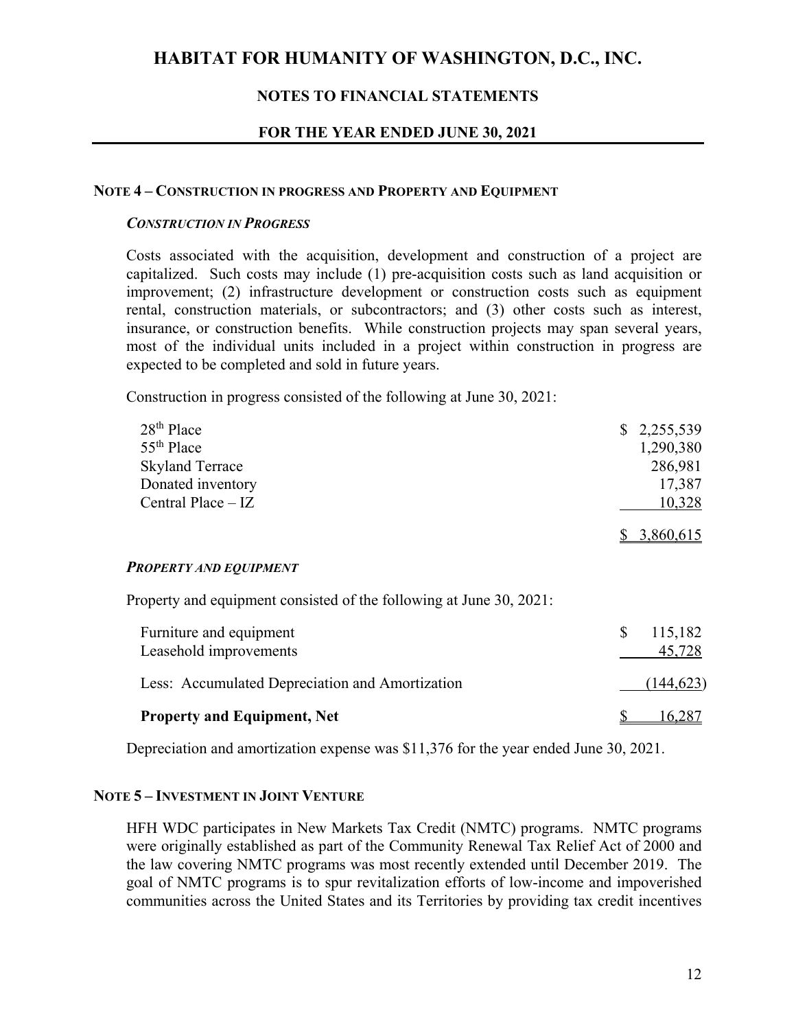## NOTE 4 – CONSTRUCTION IN PROGRESS AND PROPERTY AND EQUIPMENT

### *CONSTRUCTION IN PROGRESS*

Costs associated with the acquisition, development and construction of a project are capitalized. Such costs may include (1) pre-acquisition costs such as land acquisition or improvement; (2) infrastructure development or construction costs such as equipment rental, construction materials, or subcontractors; and (3) other costs such as interest, insurance, or construction benefits. While construction projects may span several years, most of the individual units included in a project within construction in progress are expected to be completed and sold in future years.

Construction in progress consisted of the following at June 30, 2021:

| | |
|---|---|
| 28th Place | $ 2,255,539 |
| 55th Place | 1,290,380 |
| Skyland Terrace | 286,981 |
| Donated inventory | 17,387 |
| Central Place – IZ | 10,328 |
| | $ 3,860,615 |

### *PROPERTY AND EQUIPMENT*

Property and equipment consisted of the following at June 30, 2021:

| | |
|---|---|
| Furniture and equipment | $ 115,182 |
| Leasehold improvements | 45,728 |
| Less: Accumulated Depreciation and Amortization | (144,623) |
| **Property and Equipment, Net** | $ 16,287 |

Depreciation and amortization expense was $11,376 for the year ended June 30, 2021.

## NOTE 5 – INVESTMENT IN JOINT VENTURE

HFH WDC participates in New Markets Tax Credit (NMTC) programs. NMTC programs were originally established as part of the Community Renewal Tax Relief Act of 2000 and the law covering NMTC programs was most recently extended until December 2019. The goal of NMTC programs is to spur revitalization efforts of low-income and impoverished communities across the United States and its Territories by providing tax credit incentives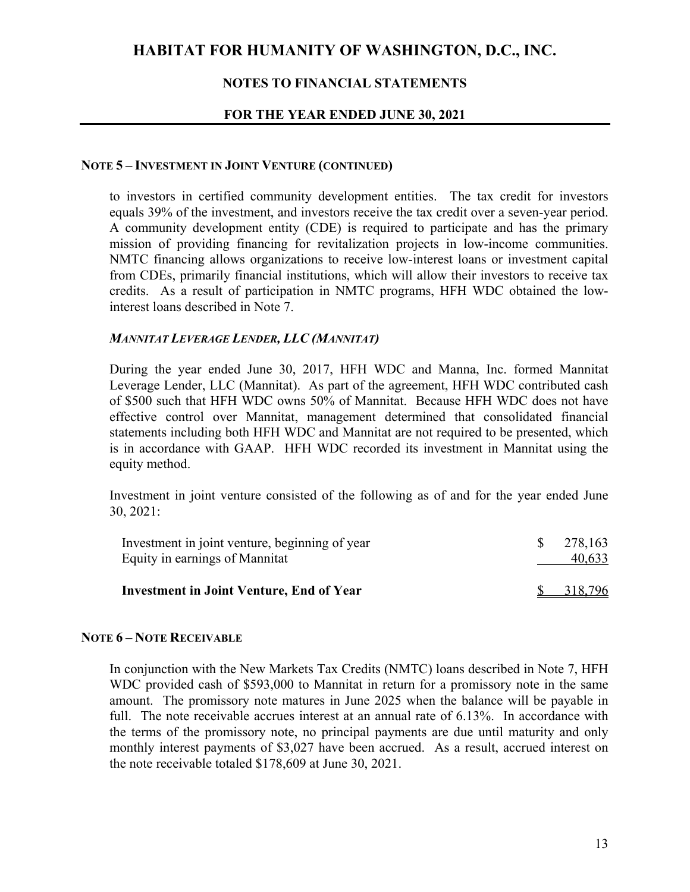## NOTE 5 – INVESTMENT IN JOINT VENTURE (CONTINUED)

to investors in certified community development entities. The tax credit for investors equals 39% of the investment, and investors receive the tax credit over a seven-year period. A community development entity (CDE) is required to participate and has the primary mission of providing financing for revitalization projects in low-income communities. NMTC financing allows organizations to receive low-interest loans or investment capital from CDEs, primarily financial institutions, which will allow their investors to receive tax credits. As a result of participation in NMTC programs, HFH WDC obtained the low-interest loans described in Note 7.

### *MANNITAT LEVERAGE LENDER, LLC (MANNITAT)*

During the year ended June 30, 2017, HFH WDC and Manna, Inc. formed Mannitat Leverage Lender, LLC (Mannitat). As part of the agreement, HFH WDC contributed cash of $500 such that HFH WDC owns 50% of Mannitat. Because HFH WDC does not have effective control over Mannitat, management determined that consolidated financial statements including both HFH WDC and Mannitat are not required to be presented, which is in accordance with GAAP. HFH WDC recorded its investment in Mannitat using the equity method.

Investment in joint venture consisted of the following as of and for the year ended June 30, 2021:

| | |
|---|---|
| Investment in joint venture, beginning of year | $ 278,163 |
| Equity in earnings of Mannitat | 40,633 |
| **Investment in Joint Venture, End of Year** | $ 318,796 |

## NOTE 6 – NOTE RECEIVABLE

In conjunction with the New Markets Tax Credits (NMTC) loans described in Note 7, HFH WDC provided cash of $593,000 to Mannitat in return for a promissory note in the same amount. The promissory note matures in June 2025 when the balance will be payable in full. The note receivable accrues interest at an annual rate of 6.13%. In accordance with the terms of the promissory note, no principal payments are due until maturity and only monthly interest payments of $3,027 have been accrued. As a result, accrued interest on the note receivable totaled $178,609 at June 30, 2021.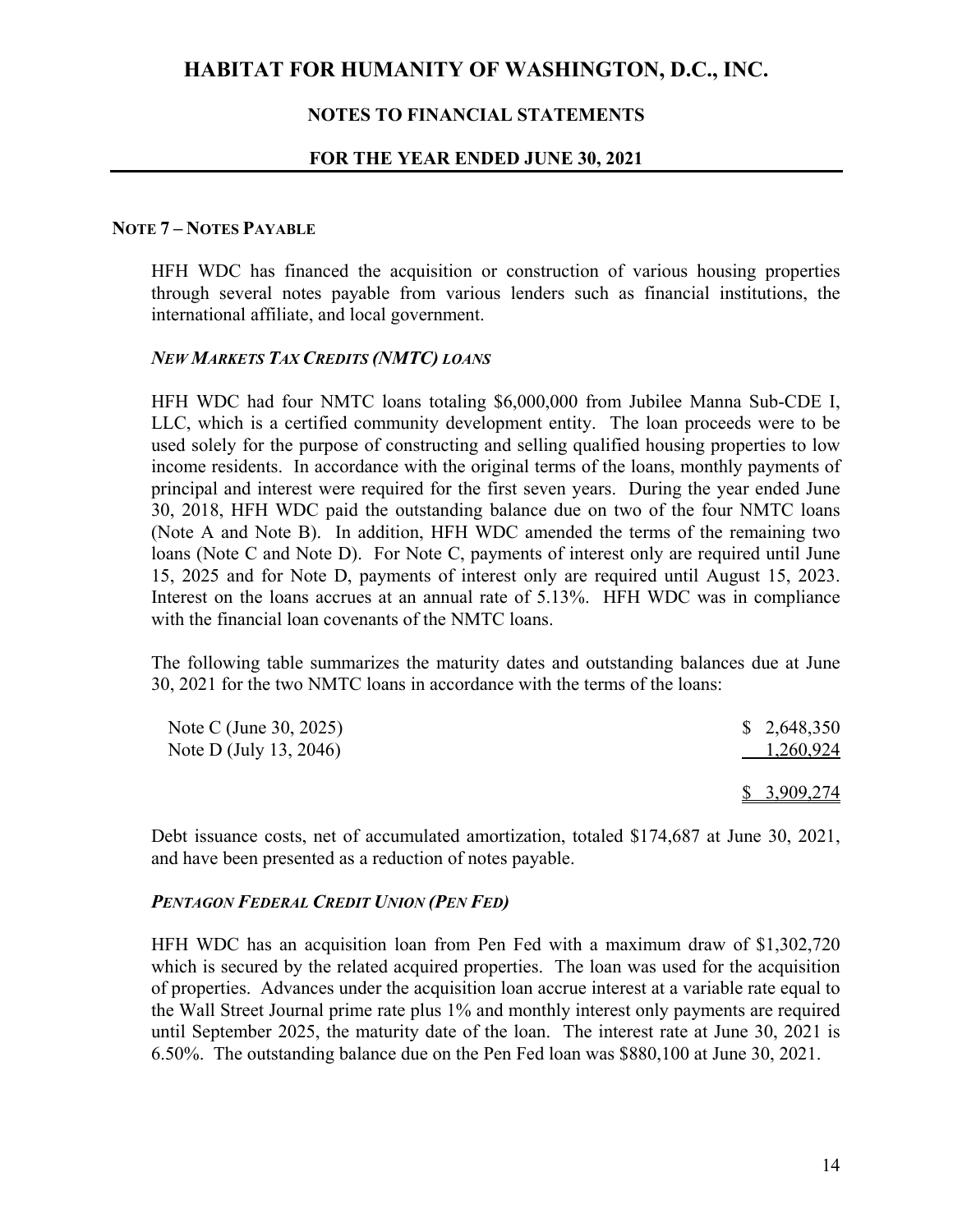## NOTE 7 – NOTES PAYABLE

HFH WDC has financed the acquisition or construction of various housing properties through several notes payable from various lenders such as financial institutions, the international affiliate, and local government.

### *NEW MARKETS TAX CREDITS (NMTC) LOANS*

HFH WDC had four NMTC loans totaling $6,000,000 from Jubilee Manna Sub-CDE I, LLC, which is a certified community development entity. The loan proceeds were to be used solely for the purpose of constructing and selling qualified housing properties to low income residents. In accordance with the original terms of the loans, monthly payments of principal and interest were required for the first seven years. During the year ended June 30, 2018, HFH WDC paid the outstanding balance due on two of the four NMTC loans (Note A and Note B). In addition, HFH WDC amended the terms of the remaining two loans (Note C and Note D). For Note C, payments of interest only are required until June 15, 2025 and for Note D, payments of interest only are required until August 15, 2023. Interest on the loans accrues at an annual rate of 5.13%. HFH WDC was in compliance with the financial loan covenants of the NMTC loans.

The following table summarizes the maturity dates and outstanding balances due at June 30, 2021 for the two NMTC loans in accordance with the terms of the loans:

| | |
|---|---|
| Note C (June 30, 2025) | $ 2,648,350 |
| Note D (July 13, 2046) | 1,260,924 |
| | $ 3,909,274 |

Debt issuance costs, net of accumulated amortization, totaled $174,687 at June 30, 2021, and have been presented as a reduction of notes payable.

### *PENTAGON FEDERAL CREDIT UNION (PEN FED)*

HFH WDC has an acquisition loan from Pen Fed with a maximum draw of $1,302,720 which is secured by the related acquired properties. The loan was used for the acquisition of properties. Advances under the acquisition loan accrue interest at a variable rate equal to the Wall Street Journal prime rate plus 1% and monthly interest only payments are required until September 2025, the maturity date of the loan. The interest rate at June 30, 2021 is 6.50%. The outstanding balance due on the Pen Fed loan was $880,100 at June 30, 2021.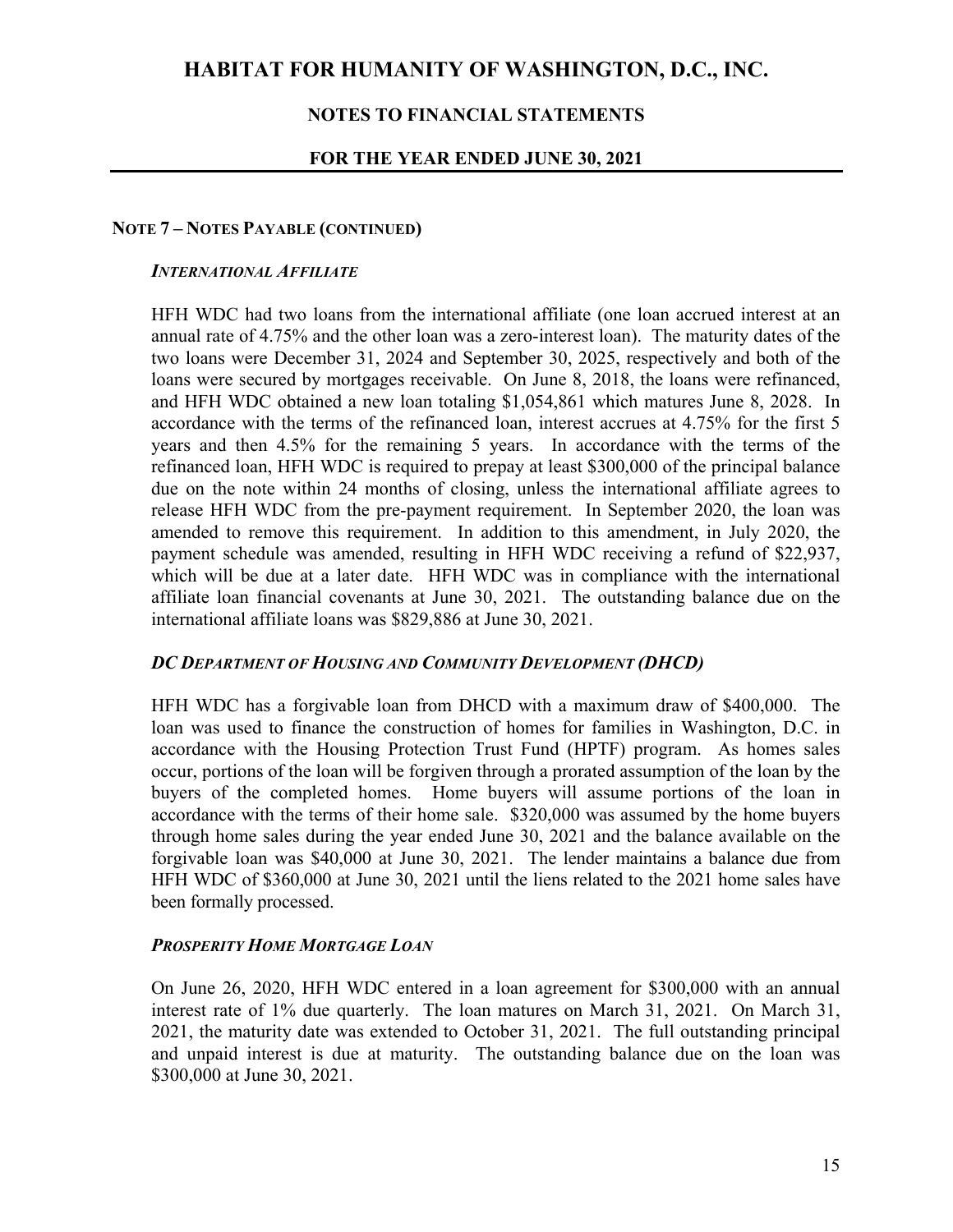#### NOTE 7 – NOTES PAYABLE (CONTINUED)

***INTERNATIONAL AFFILIATE***

HFH WDC had two loans from the international affiliate (one loan accrued interest at an annual rate of 4.75% and the other loan was a zero-interest loan). The maturity dates of the two loans were December 31, 2024 and September 30, 2025, respectively and both of the loans were secured by mortgages receivable. On June 8, 2018, the loans were refinanced, and HFH WDC obtained a new loan totaling $1,054,861 which matures June 8, 2028. In accordance with the terms of the refinanced loan, interest accrues at 4.75% for the first 5 years and then 4.5% for the remaining 5 years. In accordance with the terms of the refinanced loan, HFH WDC is required to prepay at least $300,000 of the principal balance due on the note within 24 months of closing, unless the international affiliate agrees to release HFH WDC from the pre-payment requirement. In September 2020, the loan was amended to remove this requirement. In addition to this amendment, in July 2020, the payment schedule was amended, resulting in HFH WDC receiving a refund of $22,937, which will be due at a later date. HFH WDC was in compliance with the international affiliate loan financial covenants at June 30, 2021. The outstanding balance due on the international affiliate loans was $829,886 at June 30, 2021.

***DC DEPARTMENT OF HOUSING AND COMMUNITY DEVELOPMENT (DHCD)***

HFH WDC has a forgivable loan from DHCD with a maximum draw of $400,000. The loan was used to finance the construction of homes for families in Washington, D.C. in accordance with the Housing Protection Trust Fund (HPTF) program. As homes sales occur, portions of the loan will be forgiven through a prorated assumption of the loan by the buyers of the completed homes. Home buyers will assume portions of the loan in accordance with the terms of their home sale. $320,000 was assumed by the home buyers through home sales during the year ended June 30, 2021 and the balance available on the forgivable loan was $40,000 at June 30, 2021. The lender maintains a balance due from HFH WDC of $360,000 at June 30, 2021 until the liens related to the 2021 home sales have been formally processed.

***PROSPERITY HOME MORTGAGE LOAN***

On June 26, 2020, HFH WDC entered in a loan agreement for $300,000 with an annual interest rate of 1% due quarterly. The loan matures on March 31, 2021. On March 31, 2021, the maturity date was extended to October 31, 2021. The full outstanding principal and unpaid interest is due at maturity. The outstanding balance due on the loan was $300,000 at June 30, 2021.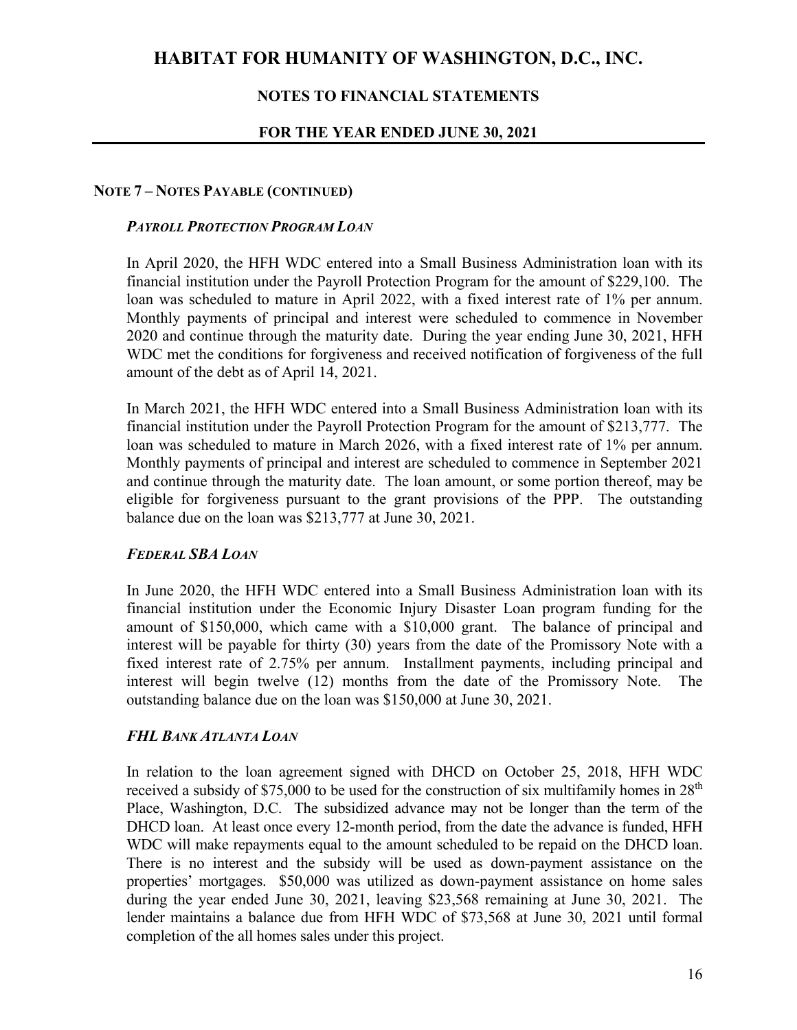## NOTE 7 – NOTES PAYABLE (CONTINUED)

### *PAYROLL PROTECTION PROGRAM LOAN*

In April 2020, the HFH WDC entered into a Small Business Administration loan with its financial institution under the Payroll Protection Program for the amount of $229,100. The loan was scheduled to mature in April 2022, with a fixed interest rate of 1% per annum. Monthly payments of principal and interest were scheduled to commence in November 2020 and continue through the maturity date. During the year ending June 30, 2021, HFH WDC met the conditions for forgiveness and received notification of forgiveness of the full amount of the debt as of April 14, 2021.

In March 2021, the HFH WDC entered into a Small Business Administration loan with its financial institution under the Payroll Protection Program for the amount of $213,777. The loan was scheduled to mature in March 2026, with a fixed interest rate of 1% per annum. Monthly payments of principal and interest are scheduled to commence in September 2021 and continue through the maturity date. The loan amount, or some portion thereof, may be eligible for forgiveness pursuant to the grant provisions of the PPP. The outstanding balance due on the loan was $213,777 at June 30, 2021.

### *FEDERAL SBA LOAN*

In June 2020, the HFH WDC entered into a Small Business Administration loan with its financial institution under the Economic Injury Disaster Loan program funding for the amount of $150,000, which came with a $10,000 grant. The balance of principal and interest will be payable for thirty (30) years from the date of the Promissory Note with a fixed interest rate of 2.75% per annum. Installment payments, including principal and interest will begin twelve (12) months from the date of the Promissory Note. The outstanding balance due on the loan was $150,000 at June 30, 2021.

### *FHL BANK ATLANTA LOAN*

In relation to the loan agreement signed with DHCD on October 25, 2018, HFH WDC received a subsidy of $75,000 to be used for the construction of six multifamily homes in 28th Place, Washington, D.C. The subsidized advance may not be longer than the term of the DHCD loan. At least once every 12-month period, from the date the advance is funded, HFH WDC will make repayments equal to the amount scheduled to be repaid on the DHCD loan. There is no interest and the subsidy will be used as down-payment assistance on the properties' mortgages. $50,000 was utilized as down-payment assistance on home sales during the year ended June 30, 2021, leaving $23,568 remaining at June 30, 2021. The lender maintains a balance due from HFH WDC of $73,568 at June 30, 2021 until formal completion of the all homes sales under this project.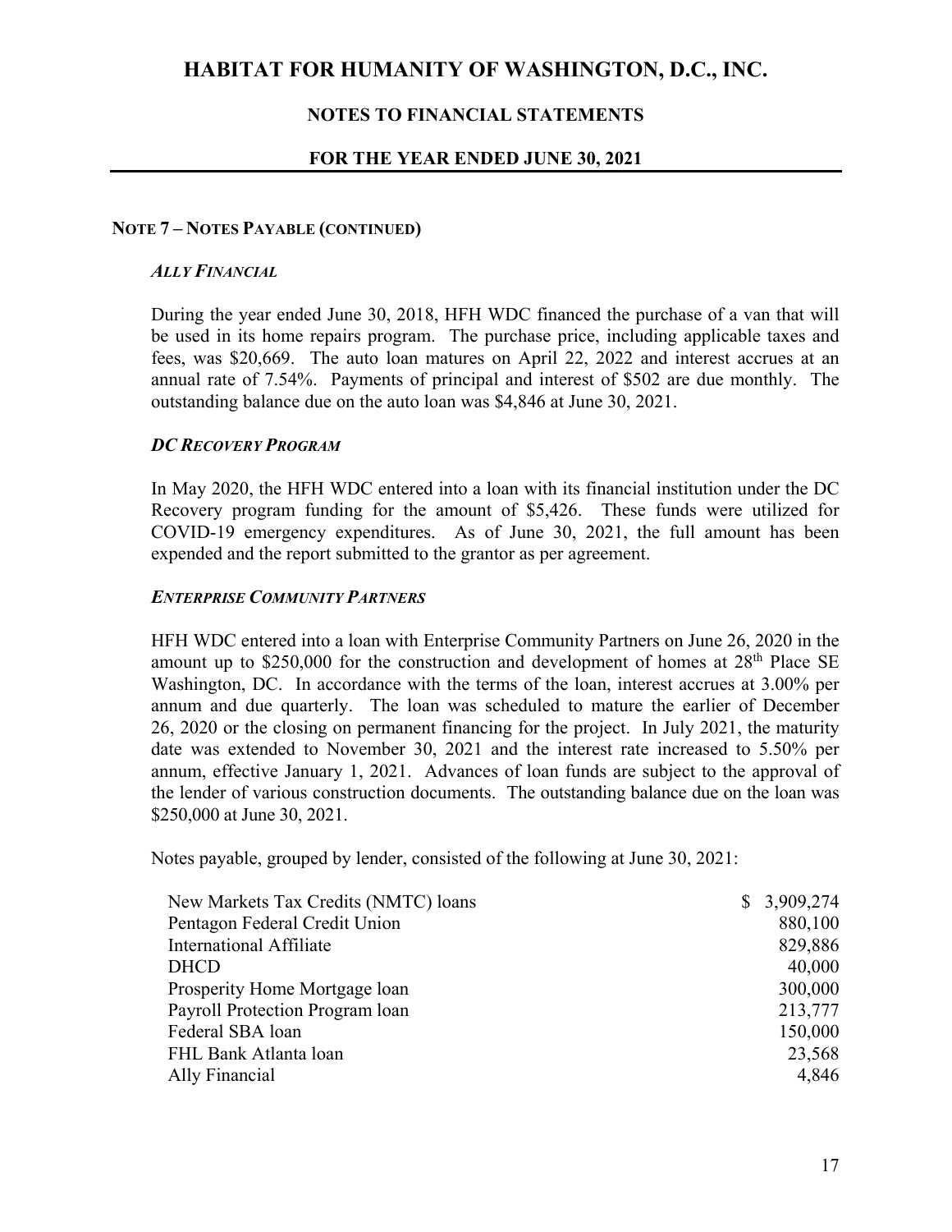## NOTE 7 – NOTES PAYABLE (CONTINUED)

### *ALLY FINANCIAL*

During the year ended June 30, 2018, HFH WDC financed the purchase of a van that will be used in its home repairs program. The purchase price, including applicable taxes and fees, was $20,669. The auto loan matures on April 22, 2022 and interest accrues at an annual rate of 7.54%. Payments of principal and interest of $502 are due monthly. The outstanding balance due on the auto loan was $4,846 at June 30, 2021.

### *DC RECOVERY PROGRAM*

In May 2020, the HFH WDC entered into a loan with its financial institution under the DC Recovery program funding for the amount of $5,426. These funds were utilized for COVID-19 emergency expenditures. As of June 30, 2021, the full amount has been expended and the report submitted to the grantor as per agreement.

### *ENTERPRISE COMMUNITY PARTNERS*

HFH WDC entered into a loan with Enterprise Community Partners on June 26, 2020 in the amount up to $250,000 for the construction and development of homes at 28th Place SE Washington, DC. In accordance with the terms of the loan, interest accrues at 3.00% per annum and due quarterly. The loan was scheduled to mature the earlier of December 26, 2020 or the closing on permanent financing for the project. In July 2021, the maturity date was extended to November 30, 2021 and the interest rate increased to 5.50% per annum, effective January 1, 2021. Advances of loan funds are subject to the approval of the lender of various construction documents. The outstanding balance due on the loan was $250,000 at June 30, 2021.

Notes payable, grouped by lender, consisted of the following at June 30, 2021:

| | |
|---|---:|
| New Markets Tax Credits (NMTC) loans | $ 3,909,274 |
| Pentagon Federal Credit Union | 880,100 |
| International Affiliate | 829,886 |
| DHCD | 40,000 |
| Prosperity Home Mortgage loan | 300,000 |
| Payroll Protection Program loan | 213,777 |
| Federal SBA loan | 150,000 |
| FHL Bank Atlanta loan | 23,568 |
| Ally Financial | 4,846 |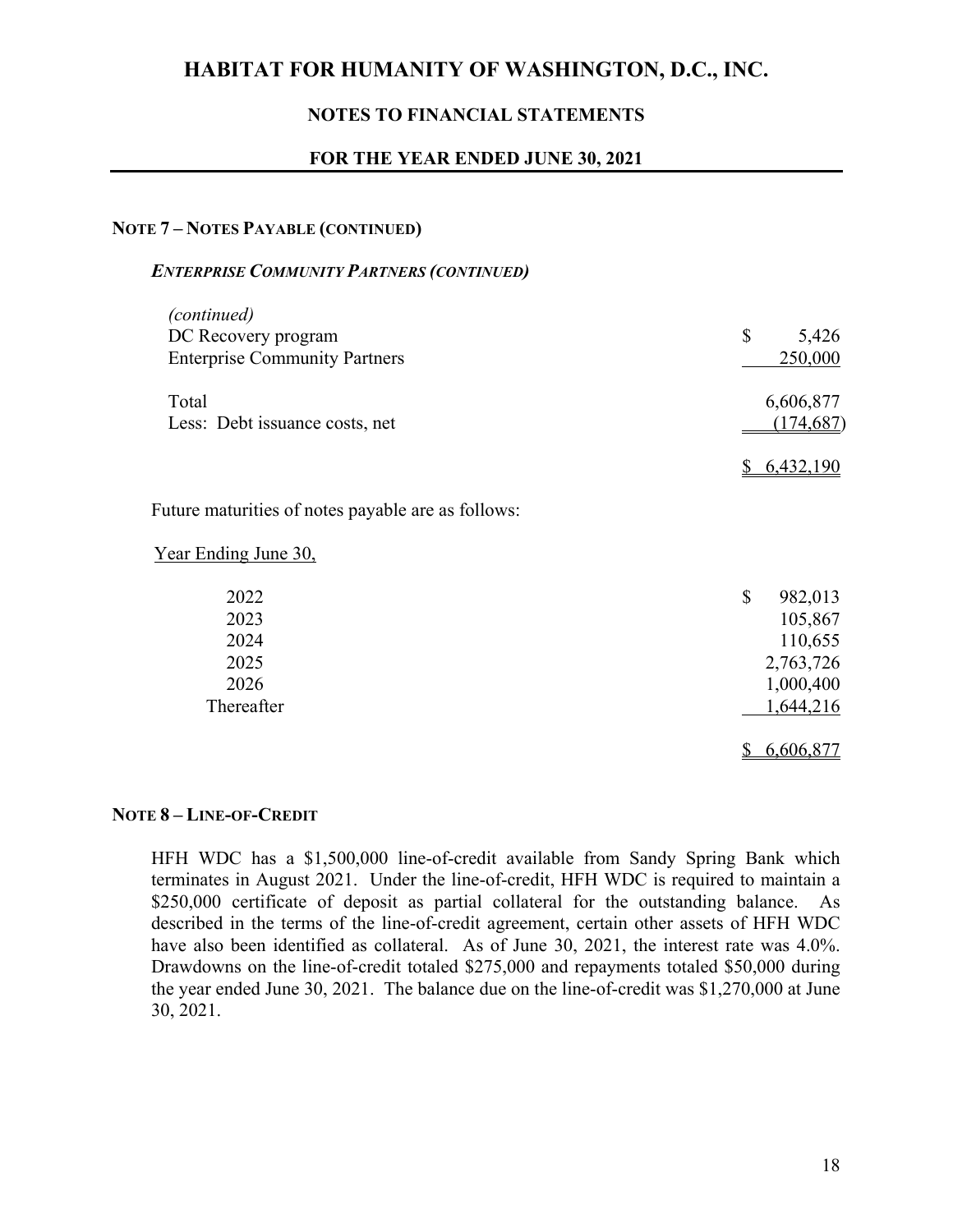# HABITAT FOR HUMANITY OF WASHINGTON, D.C., INC.

## NOTES TO FINANCIAL STATEMENTS

## FOR THE YEAR ENDED JUNE 30, 2021

### NOTE 7 – NOTES PAYABLE (CONTINUED)

***ENTERPRISE COMMUNITY PARTNERS (CONTINUED)***

| | |
|---|---|
| *(continued)* | |
| DC Recovery program | $ 5,426 |
| Enterprise Community Partners | 250,000 |
| Total | 6,606,877 |
| Less: Debt issuance costs, net | (174,687) |
| | $ 6,432,190 |

Future maturities of notes payable are as follows:

| Year Ending June 30, | |
|---|---|
| 2022 | $ 982,013 |
| 2023 | 105,867 |
| 2024 | 110,655 |
| 2025 | 2,763,726 |
| 2026 | 1,000,400 |
| Thereafter | 1,644,216 |
| | $ 6,606,877 |

### NOTE 8 – LINE-OF-CREDIT

HFH WDC has a $1,500,000 line-of-credit available from Sandy Spring Bank which terminates in August 2021. Under the line-of-credit, HFH WDC is required to maintain a $250,000 certificate of deposit as partial collateral for the outstanding balance. As described in the terms of the line-of-credit agreement, certain other assets of HFH WDC have also been identified as collateral. As of June 30, 2021, the interest rate was 4.0%. Drawdowns on the line-of-credit totaled $275,000 and repayments totaled $50,000 during the year ended June 30, 2021. The balance due on the line-of-credit was $1,270,000 at June 30, 2021.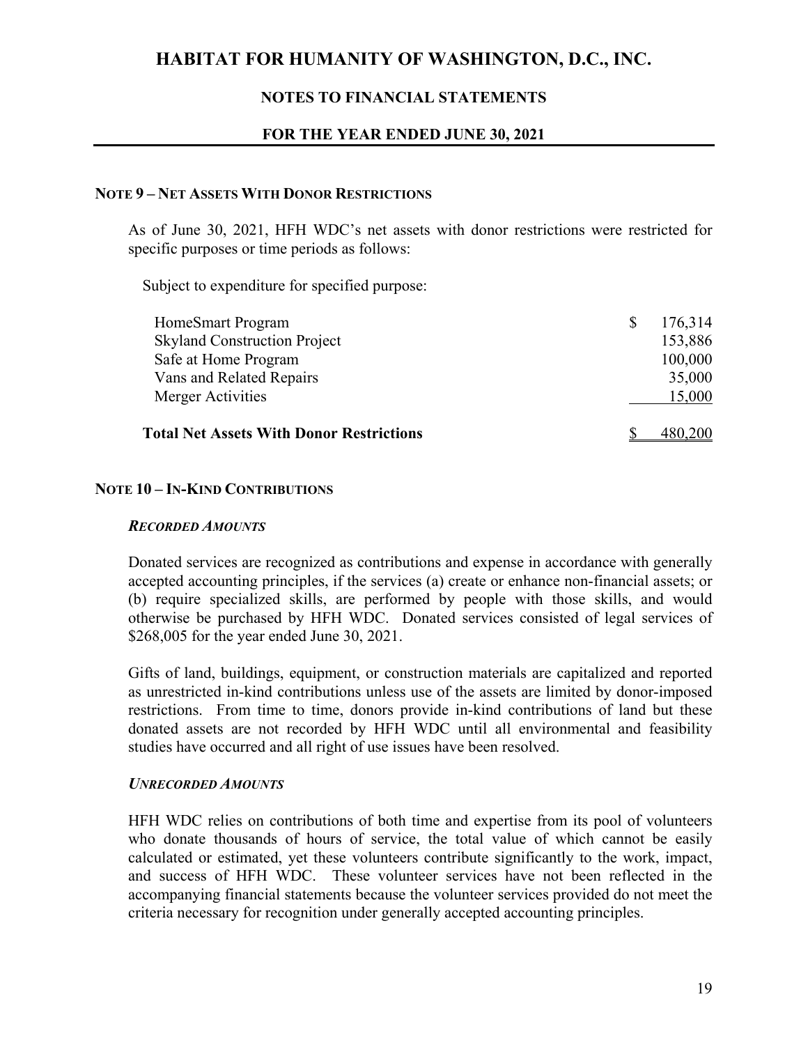# HABITAT FOR HUMANITY OF WASHINGTON, D.C., INC.

## NOTES TO FINANCIAL STATEMENTS

## FOR THE YEAR ENDED JUNE 30, 2021

### NOTE 9 – NET ASSETS WITH DONOR RESTRICTIONS

As of June 30, 2021, HFH WDC's net assets with donor restrictions were restricted for specific purposes or time periods as follows:

| Subject to expenditure for specified purpose: | |
|---|---|
| HomeSmart Program | $ 176,314 |
| Skyland Construction Project | 153,886 |
| Safe at Home Program | 100,000 |
| Vans and Related Repairs | 35,000 |
| Merger Activities | 15,000 |
| **Total Net Assets With Donor Restrictions** | $ 480,200 |

### NOTE 10 – IN-KIND CONTRIBUTIONS

#### *RECORDED AMOUNTS*

Donated services are recognized as contributions and expense in accordance with generally accepted accounting principles, if the services (a) create or enhance non-financial assets; or (b) require specialized skills, are performed by people with those skills, and would otherwise be purchased by HFH WDC. Donated services consisted of legal services of $268,005 for the year ended June 30, 2021.

Gifts of land, buildings, equipment, or construction materials are capitalized and reported as unrestricted in-kind contributions unless use of the assets are limited by donor-imposed restrictions. From time to time, donors provide in-kind contributions of land but these donated assets are not recorded by HFH WDC until all environmental and feasibility studies have occurred and all right of use issues have been resolved.

#### *UNRECORDED AMOUNTS*

HFH WDC relies on contributions of both time and expertise from its pool of volunteers who donate thousands of hours of service, the total value of which cannot be easily calculated or estimated, yet these volunteers contribute significantly to the work, impact, and success of HFH WDC. These volunteer services have not been reflected in the accompanying financial statements because the volunteer services provided do not meet the criteria necessary for recognition under generally accepted accounting principles.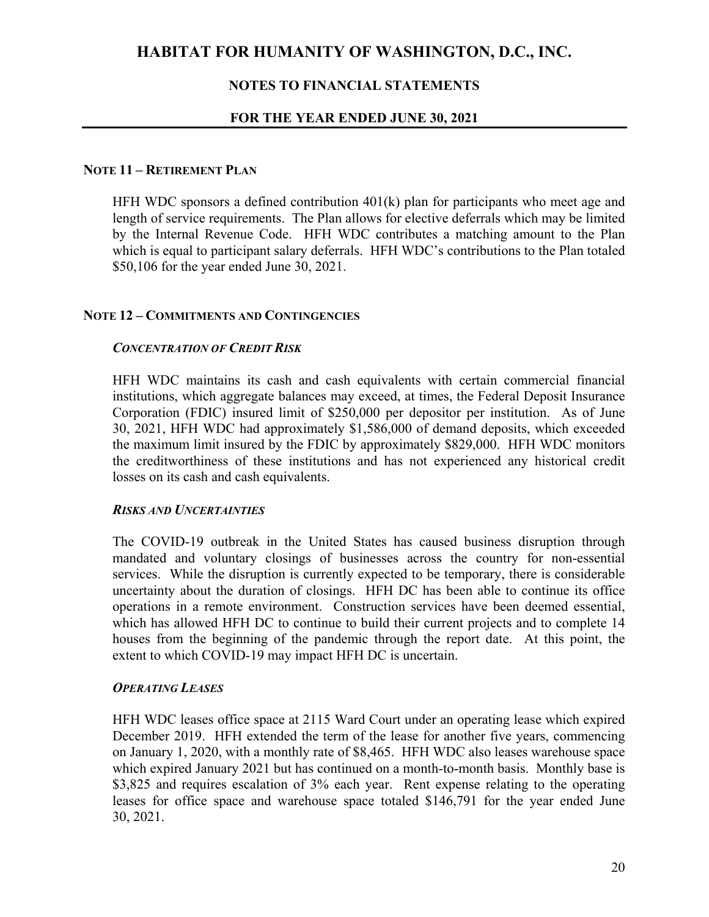## NOTE 11 – RETIREMENT PLAN

HFH WDC sponsors a defined contribution 401(k) plan for participants who meet age and length of service requirements. The Plan allows for elective deferrals which may be limited by the Internal Revenue Code. HFH WDC contributes a matching amount to the Plan which is equal to participant salary deferrals. HFH WDC's contributions to the Plan totaled $50,106 for the year ended June 30, 2021.

## NOTE 12 – COMMITMENTS AND CONTINGENCIES

### *CONCENTRATION OF CREDIT RISK*

HFH WDC maintains its cash and cash equivalents with certain commercial financial institutions, which aggregate balances may exceed, at times, the Federal Deposit Insurance Corporation (FDIC) insured limit of $250,000 per depositor per institution. As of June 30, 2021, HFH WDC had approximately $1,586,000 of demand deposits, which exceeded the maximum limit insured by the FDIC by approximately $829,000. HFH WDC monitors the creditworthiness of these institutions and has not experienced any historical credit losses on its cash and cash equivalents.

### *RISKS AND UNCERTAINTIES*

The COVID-19 outbreak in the United States has caused business disruption through mandated and voluntary closings of businesses across the country for non-essential services. While the disruption is currently expected to be temporary, there is considerable uncertainty about the duration of closings. HFH DC has been able to continue its office operations in a remote environment. Construction services have been deemed essential, which has allowed HFH DC to continue to build their current projects and to complete 14 houses from the beginning of the pandemic through the report date. At this point, the extent to which COVID-19 may impact HFH DC is uncertain.

### *OPERATING LEASES*

HFH WDC leases office space at 2115 Ward Court under an operating lease which expired December 2019. HFH extended the term of the lease for another five years, commencing on January 1, 2020, with a monthly rate of $8,465. HFH WDC also leases warehouse space which expired January 2021 but has continued on a month-to-month basis. Monthly base is $3,825 and requires escalation of 3% each year. Rent expense relating to the operating leases for office space and warehouse space totaled $146,791 for the year ended June 30, 2021.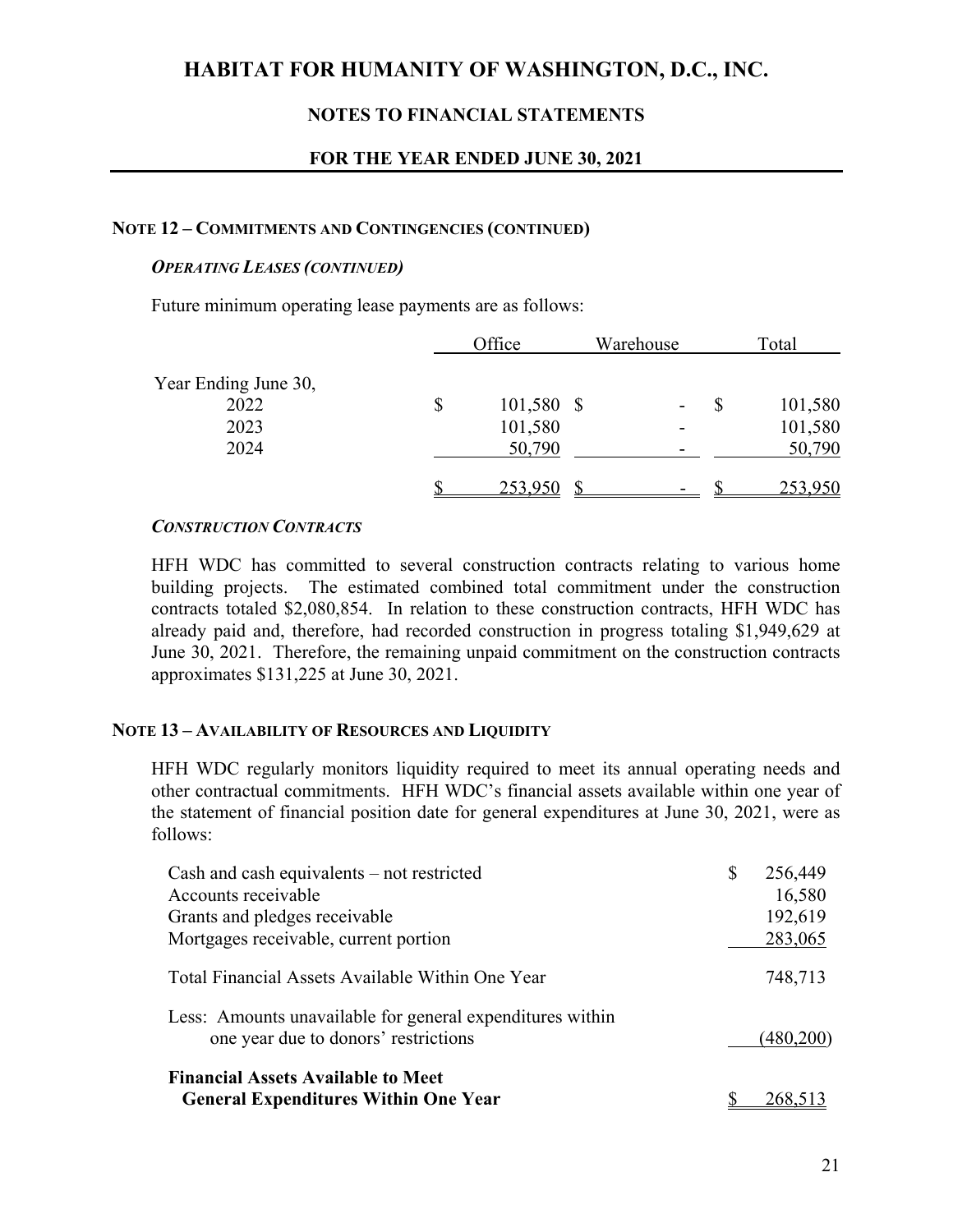# HABITAT FOR HUMANITY OF WASHINGTON, D.C., INC.

## NOTES TO FINANCIAL STATEMENTS

## FOR THE YEAR ENDED JUNE 30, 2021

### NOTE 12 – COMMITMENTS AND CONTINGENCIES (CONTINUED)

#### *OPERATING LEASES (CONTINUED)*

Future minimum operating lease payments are as follows:

| | Office | Warehouse | Total |
|---|---|---|---|
| Year Ending June 30, | | | |
| 2022 | $ 101,580 | $ - | $ 101,580 |
| 2023 | 101,580 | - | 101,580 |
| 2024 | 50,790 | - | 50,790 |
| | $ 253,950 | $ - | $ 253,950 |

#### *CONSTRUCTION CONTRACTS*

HFH WDC has committed to several construction contracts relating to various home building projects. The estimated combined total commitment under the construction contracts totaled $2,080,854. In relation to these construction contracts, HFH WDC has already paid and, therefore, had recorded construction in progress totaling $1,949,629 at June 30, 2021. Therefore, the remaining unpaid commitment on the construction contracts approximates $131,225 at June 30, 2021.

### NOTE 13 – AVAILABILITY OF RESOURCES AND LIQUIDITY

HFH WDC regularly monitors liquidity required to meet its annual operating needs and other contractual commitments. HFH WDC's financial assets available within one year of the statement of financial position date for general expenditures at June 30, 2021, were as follows:

| | |
|---|---|
| Cash and cash equivalents – not restricted | $ 256,449 |
| Accounts receivable | 16,580 |
| Grants and pledges receivable | 192,619 |
| Mortgages receivable, current portion | 283,065 |
| Total Financial Assets Available Within One Year | 748,713 |
| Less: Amounts unavailable for general expenditures within one year due to donors' restrictions | (480,200) |
| **Financial Assets Available to Meet General Expenditures Within One Year** | $ 268,513 |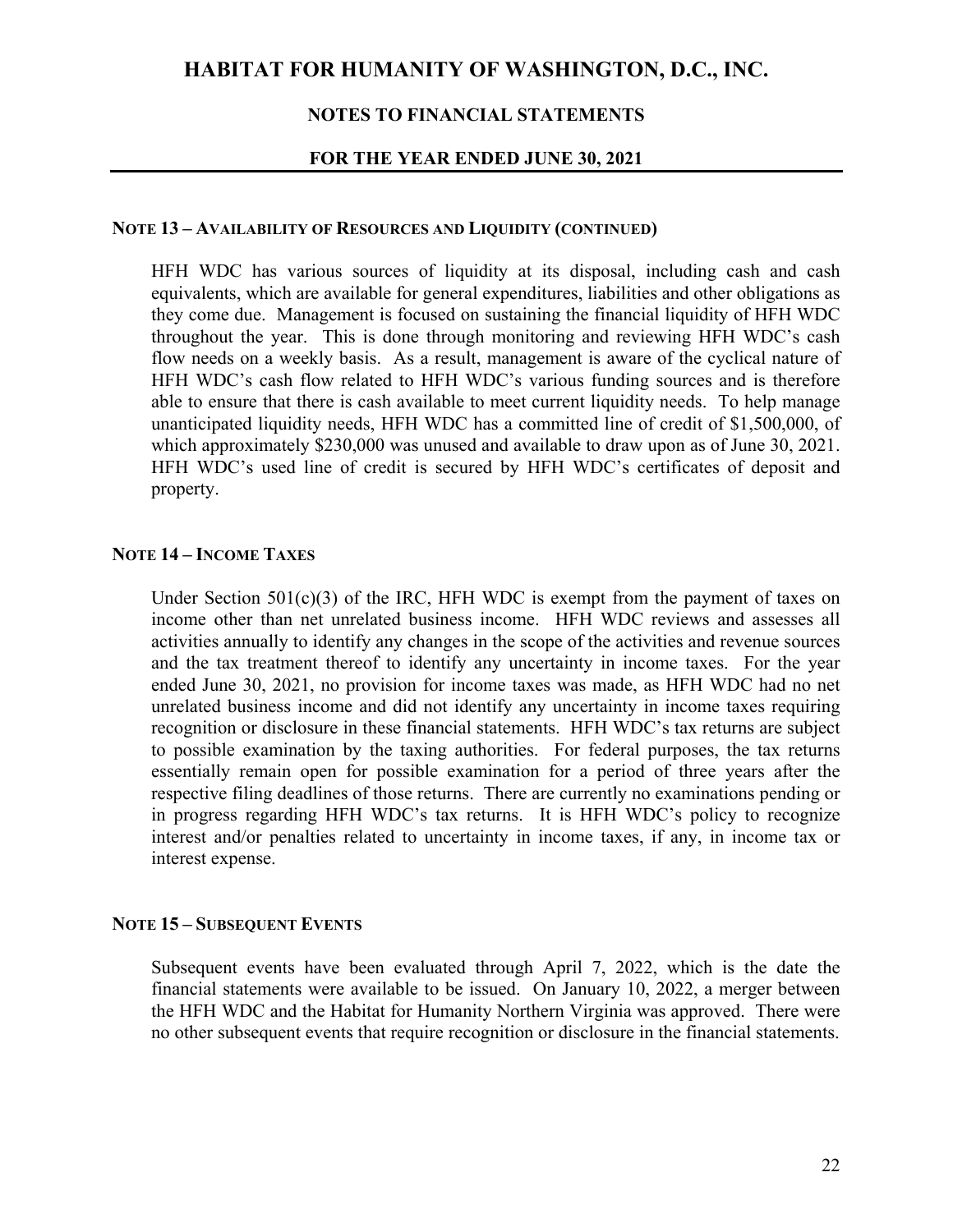### Note 13 – Availability of Resources and Liquidity (continued)

HFH WDC has various sources of liquidity at its disposal, including cash and cash equivalents, which are available for general expenditures, liabilities and other obligations as they come due. Management is focused on sustaining the financial liquidity of HFH WDC throughout the year. This is done through monitoring and reviewing HFH WDC's cash flow needs on a weekly basis. As a result, management is aware of the cyclical nature of HFH WDC's cash flow related to HFH WDC's various funding sources and is therefore able to ensure that there is cash available to meet current liquidity needs. To help manage unanticipated liquidity needs, HFH WDC has a committed line of credit of $1,500,000, of which approximately $230,000 was unused and available to draw upon as of June 30, 2021. HFH WDC's used line of credit is secured by HFH WDC's certificates of deposit and property.

### Note 14 – Income Taxes

Under Section 501(c)(3) of the IRC, HFH WDC is exempt from the payment of taxes on income other than net unrelated business income. HFH WDC reviews and assesses all activities annually to identify any changes in the scope of the activities and revenue sources and the tax treatment thereof to identify any uncertainty in income taxes. For the year ended June 30, 2021, no provision for income taxes was made, as HFH WDC had no net unrelated business income and did not identify any uncertainty in income taxes requiring recognition or disclosure in these financial statements. HFH WDC's tax returns are subject to possible examination by the taxing authorities. For federal purposes, the tax returns essentially remain open for possible examination for a period of three years after the respective filing deadlines of those returns. There are currently no examinations pending or in progress regarding HFH WDC's tax returns. It is HFH WDC's policy to recognize interest and/or penalties related to uncertainty in income taxes, if any, in income tax or interest expense.

### Note 15 – Subsequent Events

Subsequent events have been evaluated through April 7, 2022, which is the date the financial statements were available to be issued. On January 10, 2022, a merger between the HFH WDC and the Habitat for Humanity Northern Virginia was approved. There were no other subsequent events that require recognition or disclosure in the financial statements.